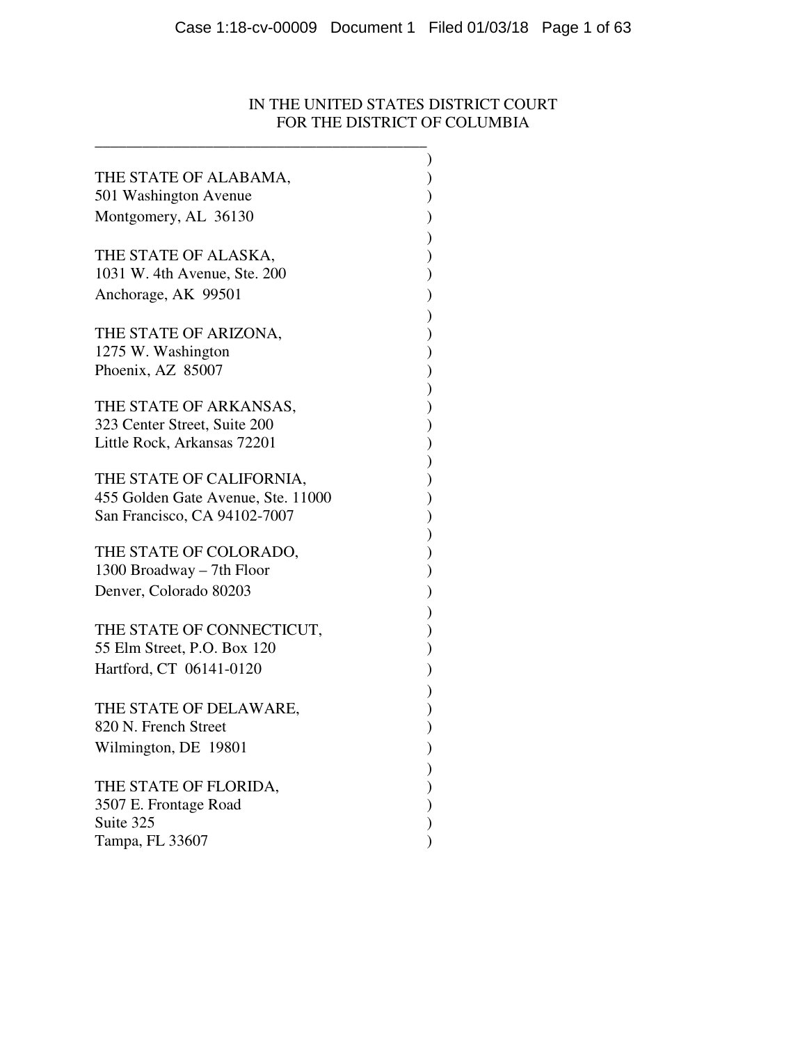IN THE UNITED STATES DISTRICT COURT
FOR THE DISTRICT OF COLUMBIA

THE STATE OF ALABAMA,
501 Washington Avenue
Montgomery, AL 36130

THE STATE OF ALASKA,
1031 W. 4th Avenue, Ste. 200
Anchorage, AK 99501

THE STATE OF ARIZONA,
1275 W. Washington
Phoenix, AZ 85007

THE STATE OF ARKANSAS,
323 Center Street, Suite 200
Little Rock, Arkansas 72201

THE STATE OF CALIFORNIA,
455 Golden Gate Avenue, Ste. 11000
San Francisco, CA 94102-7007

THE STATE OF COLORADO,
1300 Broadway – 7th Floor
Denver, Colorado 80203

THE STATE OF CONNECTICUT,
55 Elm Street, P.O. Box 120
Hartford, CT 06141-0120

THE STATE OF DELAWARE,
820 N. French Street
Wilmington, DE 19801

THE STATE OF FLORIDA,
3507 E. Frontage Road
Suite 325
Tampa, FL 33607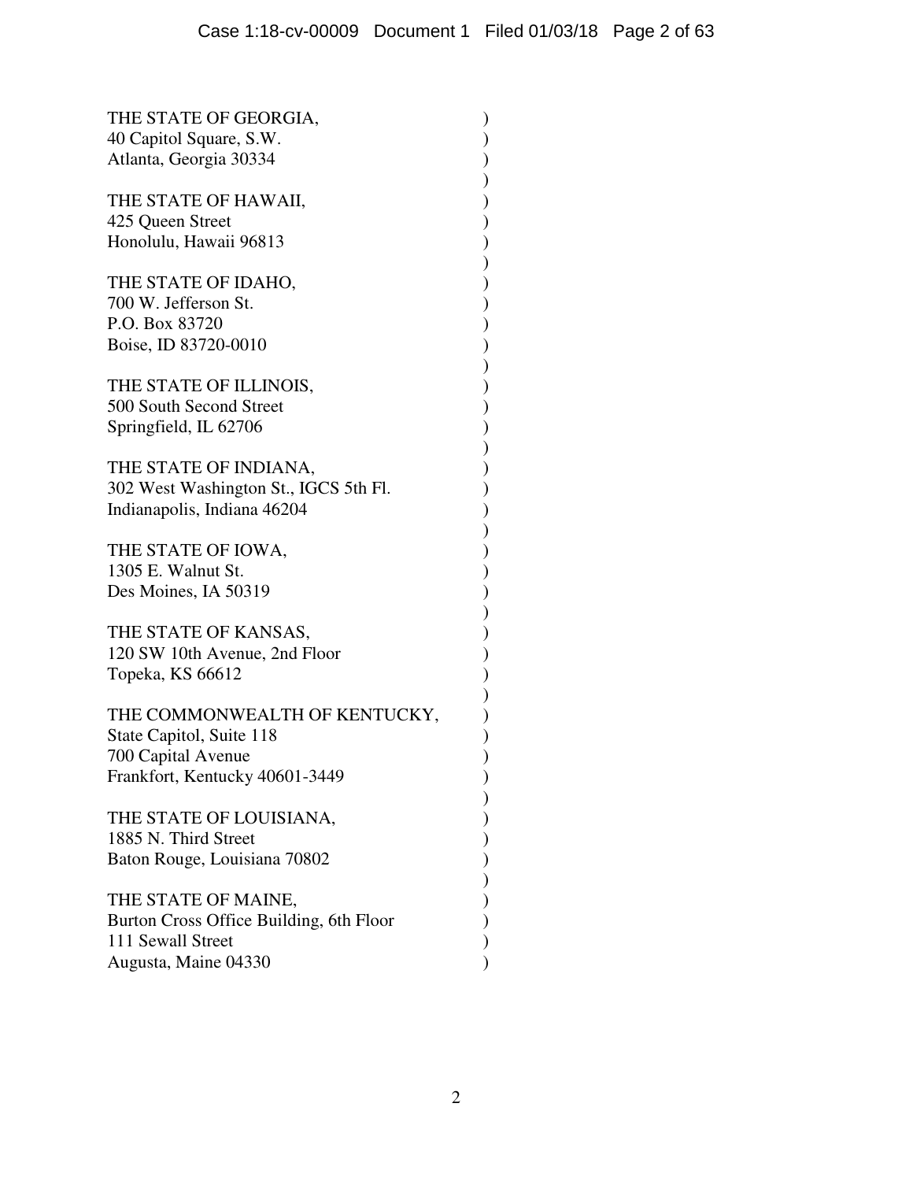THE STATE OF GEORGIA,
40 Capitol Square, S.W.
Atlanta, Georgia 30334

THE STATE OF HAWAII,
425 Queen Street
Honolulu, Hawaii 96813

THE STATE OF IDAHO,
700 W. Jefferson St.
P.O. Box 83720
Boise, ID 83720-0010

THE STATE OF ILLINOIS,
500 South Second Street
Springfield, IL 62706

THE STATE OF INDIANA,
302 West Washington St., IGCS 5th Fl.
Indianapolis, Indiana 46204

THE STATE OF IOWA,
1305 E. Walnut St.
Des Moines, IA 50319

THE STATE OF KANSAS,
120 SW 10th Avenue, 2nd Floor
Topeka, KS 66612

THE COMMONWEALTH OF KENTUCKY,
State Capitol, Suite 118
700 Capital Avenue
Frankfort, Kentucky 40601-3449

THE STATE OF LOUISIANA,
1885 N. Third Street
Baton Rouge, Louisiana 70802

THE STATE OF MAINE,
Burton Cross Office Building, 6th Floor
111 Sewall Street
Augusta, Maine 04330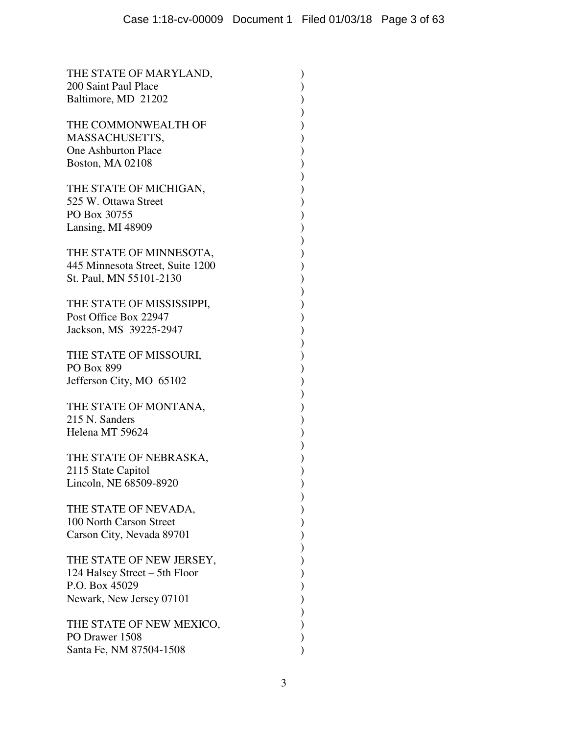THE STATE OF MARYLAND,
200 Saint Paul Place
Baltimore, MD 21202

THE COMMONWEALTH OF
MASSACHUSETTS,
One Ashburton Place
Boston, MA 02108

THE STATE OF MICHIGAN,
525 W. Ottawa Street
PO Box 30755
Lansing, MI 48909

THE STATE OF MINNESOTA,
445 Minnesota Street, Suite 1200
St. Paul, MN 55101-2130

THE STATE OF MISSISSIPPI,
Post Office Box 22947
Jackson, MS 39225-2947

THE STATE OF MISSOURI,
PO Box 899
Jefferson City, MO 65102

THE STATE OF MONTANA,
215 N. Sanders
Helena MT 59624

THE STATE OF NEBRASKA,
2115 State Capitol
Lincoln, NE 68509-8920

THE STATE OF NEVADA,
100 North Carson Street
Carson City, Nevada 89701

THE STATE OF NEW JERSEY,
124 Halsey Street – 5th Floor
P.O. Box 45029
Newark, New Jersey 07101

THE STATE OF NEW MEXICO,
PO Drawer 1508
Santa Fe, NM 87504-1508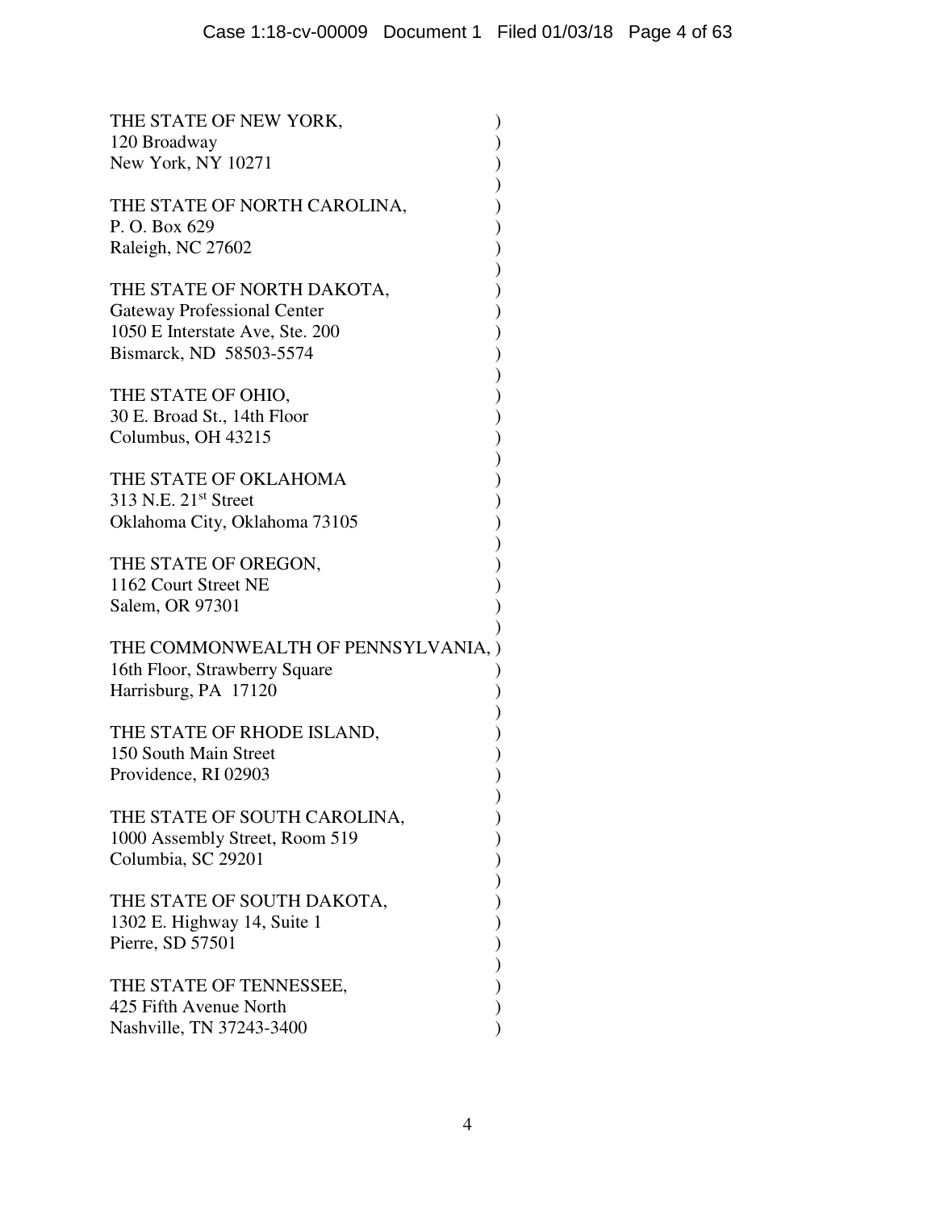THE STATE OF NEW YORK,  
120 Broadway  
New York, NY 10271

THE STATE OF NORTH CAROLINA,  
P. O. Box 629  
Raleigh, NC 27602

THE STATE OF NORTH DAKOTA,  
Gateway Professional Center  
1050 E Interstate Ave, Ste. 200  
Bismarck, ND 58503-5574

THE STATE OF OHIO,  
30 E. Broad St., 14th Floor  
Columbus, OH 43215

THE STATE OF OKLAHOMA  
313 N.E. 21st Street  
Oklahoma City, Oklahoma 73105

THE STATE OF OREGON,  
1162 Court Street NE  
Salem, OR 97301

THE COMMONWEALTH OF PENNSYLVANIA,  
16th Floor, Strawberry Square  
Harrisburg, PA 17120

THE STATE OF RHODE ISLAND,  
150 South Main Street  
Providence, RI 02903

THE STATE OF SOUTH CAROLINA,  
1000 Assembly Street, Room 519  
Columbia, SC 29201

THE STATE OF SOUTH DAKOTA,  
1302 E. Highway 14, Suite 1  
Pierre, SD 57501

THE STATE OF TENNESSEE,  
425 Fifth Avenue North  
Nashville, TN 37243-3400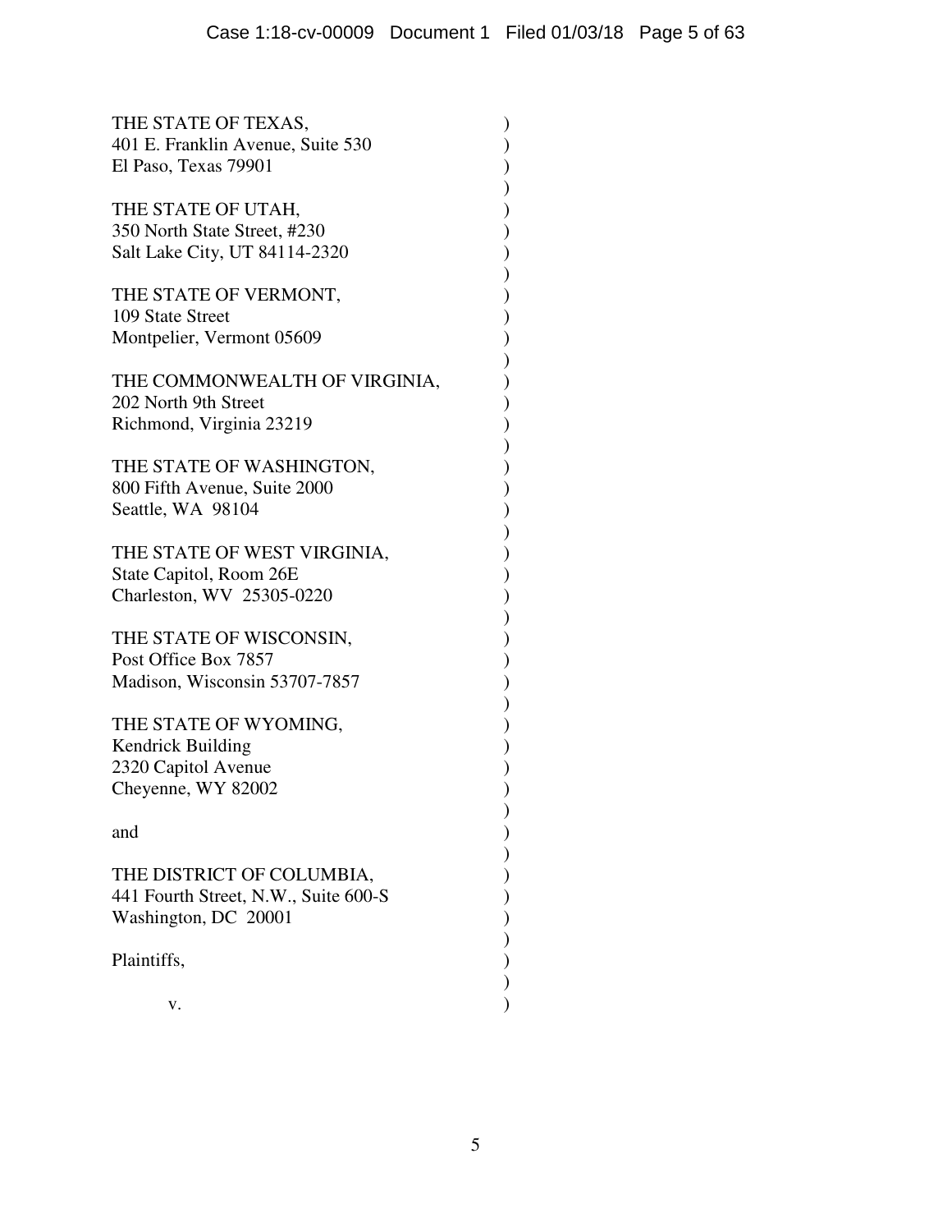THE STATE OF TEXAS,
401 E. Franklin Avenue, Suite 530
El Paso, Texas 79901

THE STATE OF UTAH,
350 North State Street, #230
Salt Lake City, UT 84114-2320

THE STATE OF VERMONT,
109 State Street
Montpelier, Vermont 05609

THE COMMONWEALTH OF VIRGINIA,
202 North 9th Street
Richmond, Virginia 23219

THE STATE OF WASHINGTON,
800 Fifth Avenue, Suite 2000
Seattle, WA 98104

THE STATE OF WEST VIRGINIA,
State Capitol, Room 26E
Charleston, WV 25305-0220

THE STATE OF WISCONSIN,
Post Office Box 7857
Madison, Wisconsin 53707-7857

THE STATE OF WYOMING,
Kendrick Building
2320 Capitol Avenue
Cheyenne, WY 82002

and

THE DISTRICT OF COLUMBIA,
441 Fourth Street, N.W., Suite 600-S
Washington, DC 20001

Plaintiffs,

v.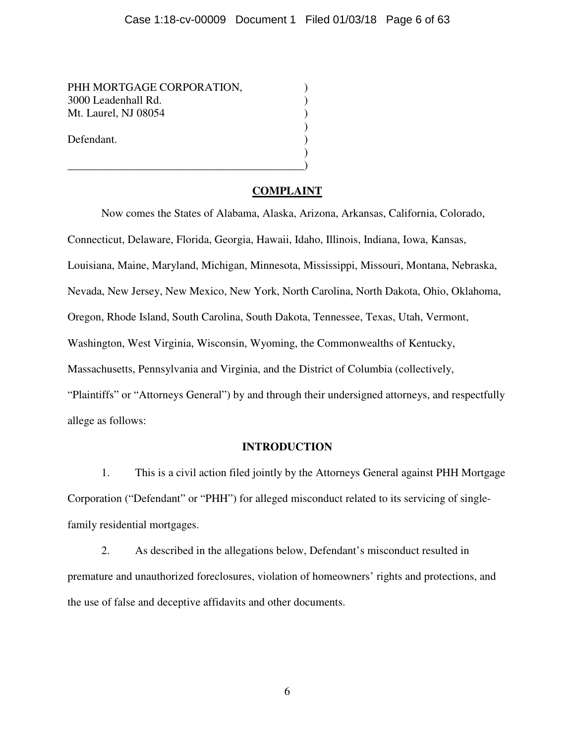PHH MORTGAGE CORPORATION, )
3000 Leadenhall Rd. )
Mt. Laurel, NJ 08054 )
)
Defendant. )
)
\_\_\_\_\_\_\_\_\_\_\_\_\_\_\_\_\_\_\_\_\_\_\_\_\_\_\_\_\_\_\_\_\_\_\_\_\_\_\_\_\_\_)

## COMPLAINT

Now comes the States of Alabama, Alaska, Arizona, Arkansas, California, Colorado, Connecticut, Delaware, Florida, Georgia, Hawaii, Idaho, Illinois, Indiana, Iowa, Kansas, Louisiana, Maine, Maryland, Michigan, Minnesota, Mississippi, Missouri, Montana, Nebraska, Nevada, New Jersey, New Mexico, New York, North Carolina, North Dakota, Ohio, Oklahoma, Oregon, Rhode Island, South Carolina, South Dakota, Tennessee, Texas, Utah, Vermont, Washington, West Virginia, Wisconsin, Wyoming, the Commonwealths of Kentucky, Massachusetts, Pennsylvania and Virginia, and the District of Columbia (collectively, "Plaintiffs" or "Attorneys General") by and through their undersigned attorneys, and respectfully allege as follows:

## INTRODUCTION

1. This is a civil action filed jointly by the Attorneys General against PHH Mortgage Corporation ("Defendant" or "PHH") for alleged misconduct related to its servicing of single-family residential mortgages.

2. As described in the allegations below, Defendant's misconduct resulted in premature and unauthorized foreclosures, violation of homeowners' rights and protections, and the use of false and deceptive affidavits and other documents.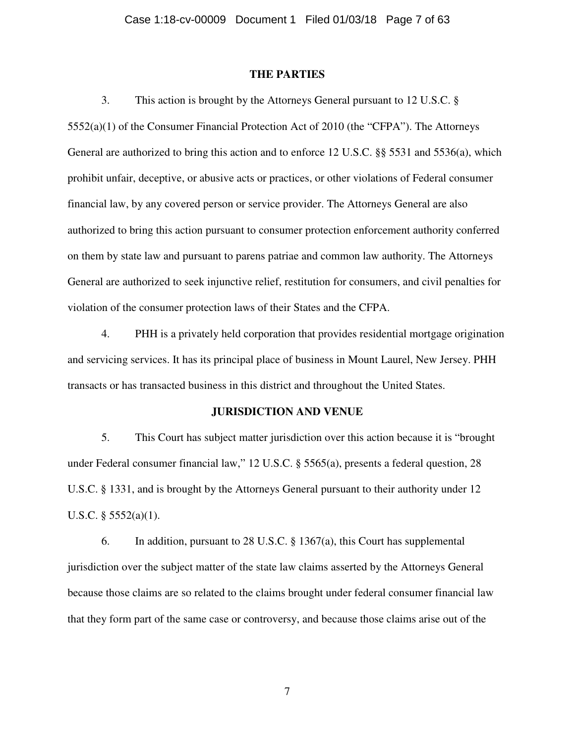## THE PARTIES

3. This action is brought by the Attorneys General pursuant to 12 U.S.C. § 5552(a)(1) of the Consumer Financial Protection Act of 2010 (the "CFPA"). The Attorneys General are authorized to bring this action and to enforce 12 U.S.C. §§ 5531 and 5536(a), which prohibit unfair, deceptive, or abusive acts or practices, or other violations of Federal consumer financial law, by any covered person or service provider. The Attorneys General are also authorized to bring this action pursuant to consumer protection enforcement authority conferred on them by state law and pursuant to parens patriae and common law authority. The Attorneys General are authorized to seek injunctive relief, restitution for consumers, and civil penalties for violation of the consumer protection laws of their States and the CFPA.

4. PHH is a privately held corporation that provides residential mortgage origination and servicing services. It has its principal place of business in Mount Laurel, New Jersey. PHH transacts or has transacted business in this district and throughout the United States.

## JURISDICTION AND VENUE

5. This Court has subject matter jurisdiction over this action because it is "brought under Federal consumer financial law," 12 U.S.C. § 5565(a), presents a federal question, 28 U.S.C. § 1331, and is brought by the Attorneys General pursuant to their authority under 12 U.S.C. § 5552(a)(1).

6. In addition, pursuant to 28 U.S.C. § 1367(a), this Court has supplemental jurisdiction over the subject matter of the state law claims asserted by the Attorneys General because those claims are so related to the claims brought under federal consumer financial law that they form part of the same case or controversy, and because those claims arise out of the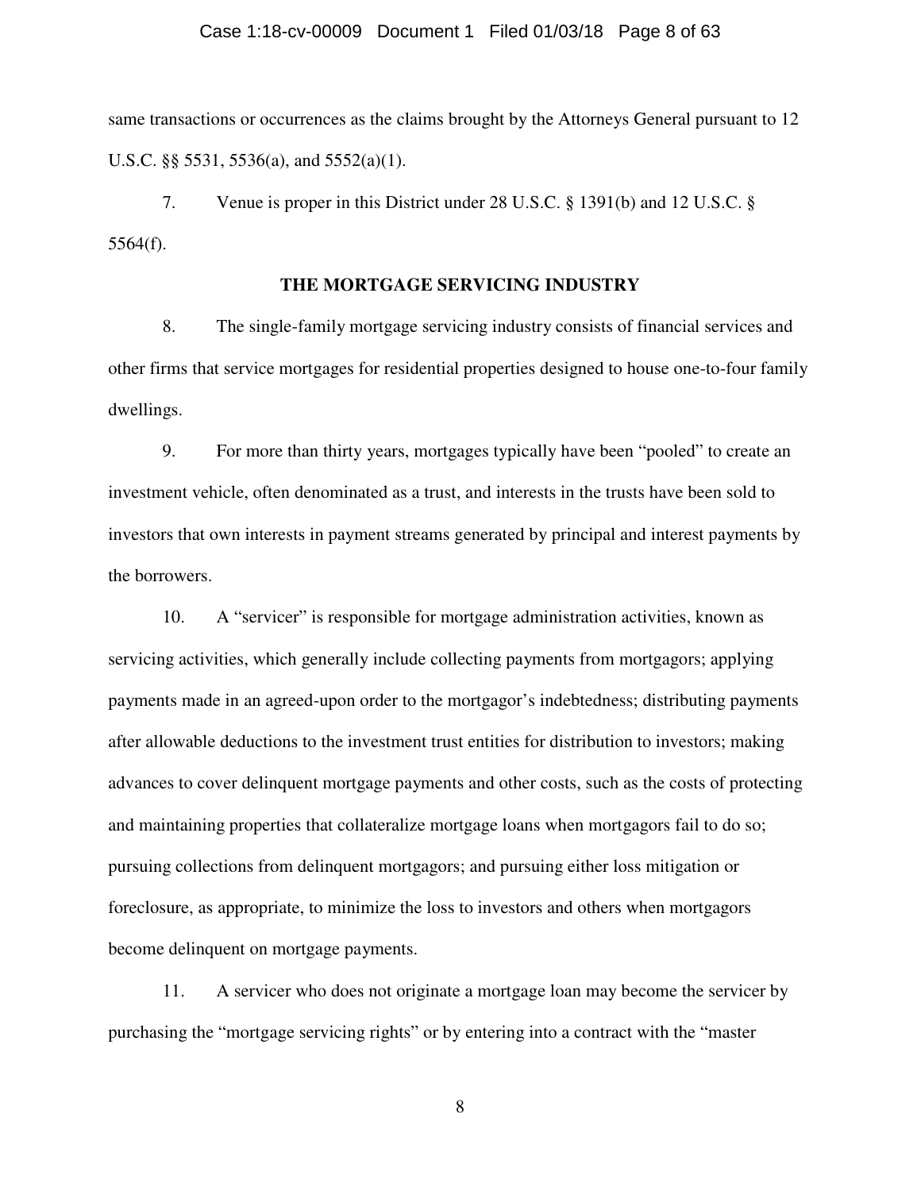same transactions or occurrences as the claims brought by the Attorneys General pursuant to 12 U.S.C. §§ 5531, 5536(a), and 5552(a)(1).

7. Venue is proper in this District under 28 U.S.C. § 1391(b) and 12 U.S.C. § 5564(f).

## THE MORTGAGE SERVICING INDUSTRY

8. The single-family mortgage servicing industry consists of financial services and other firms that service mortgages for residential properties designed to house one-to-four family dwellings.

9. For more than thirty years, mortgages typically have been "pooled" to create an investment vehicle, often denominated as a trust, and interests in the trusts have been sold to investors that own interests in payment streams generated by principal and interest payments by the borrowers.

10. A "servicer" is responsible for mortgage administration activities, known as servicing activities, which generally include collecting payments from mortgagors; applying payments made in an agreed-upon order to the mortgagor's indebtedness; distributing payments after allowable deductions to the investment trust entities for distribution to investors; making advances to cover delinquent mortgage payments and other costs, such as the costs of protecting and maintaining properties that collateralize mortgage loans when mortgagors fail to do so; pursuing collections from delinquent mortgagors; and pursuing either loss mitigation or foreclosure, as appropriate, to minimize the loss to investors and others when mortgagors become delinquent on mortgage payments.

11. A servicer who does not originate a mortgage loan may become the servicer by purchasing the "mortgage servicing rights" or by entering into a contract with the "master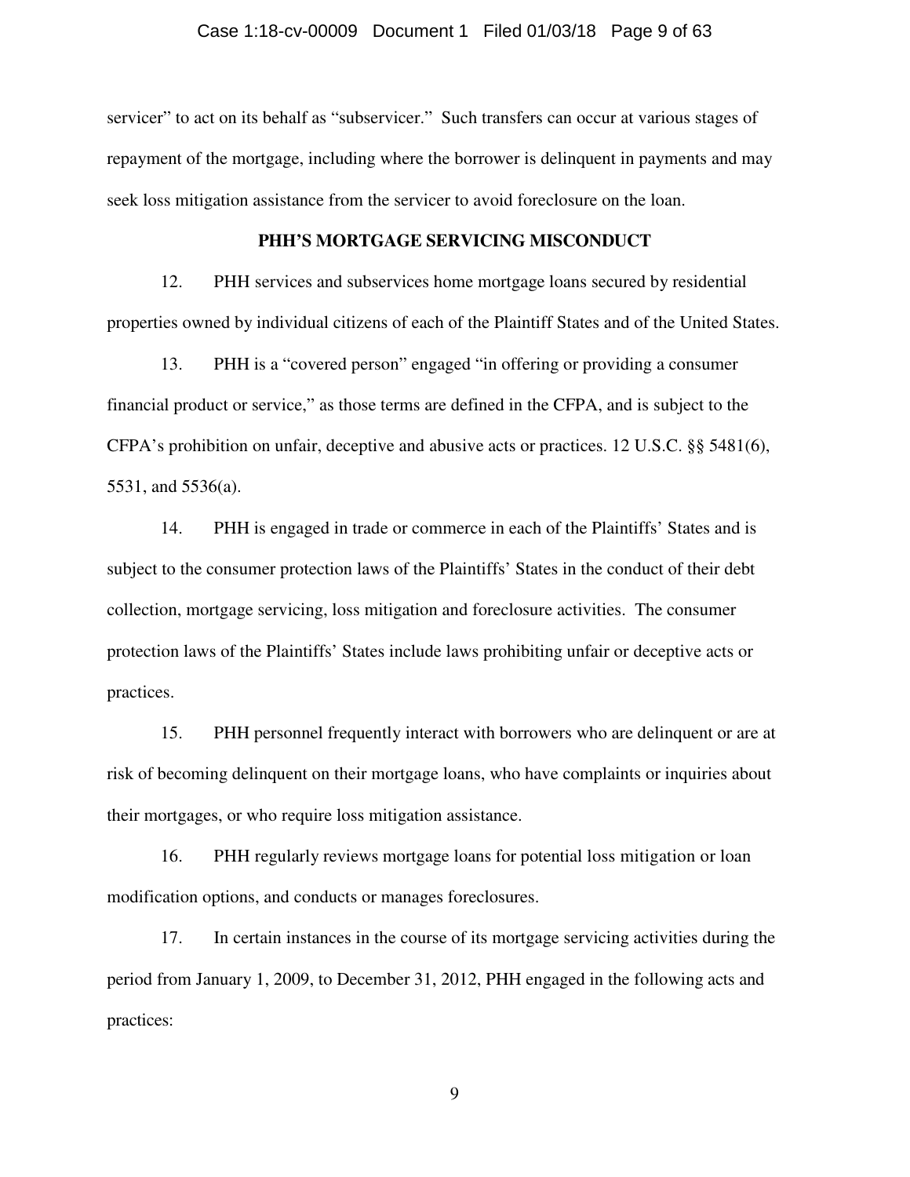servicer" to act on its behalf as "subservicer." Such transfers can occur at various stages of repayment of the mortgage, including where the borrower is delinquent in payments and may seek loss mitigation assistance from the servicer to avoid foreclosure on the loan.

## PHH'S MORTGAGE SERVICING MISCONDUCT

12. PHH services and subservices home mortgage loans secured by residential properties owned by individual citizens of each of the Plaintiff States and of the United States.

13. PHH is a "covered person" engaged "in offering or providing a consumer financial product or service," as those terms are defined in the CFPA, and is subject to the CFPA's prohibition on unfair, deceptive and abusive acts or practices. 12 U.S.C. §§ 5481(6), 5531, and 5536(a).

14. PHH is engaged in trade or commerce in each of the Plaintiffs' States and is subject to the consumer protection laws of the Plaintiffs' States in the conduct of their debt collection, mortgage servicing, loss mitigation and foreclosure activities. The consumer protection laws of the Plaintiffs' States include laws prohibiting unfair or deceptive acts or practices.

15. PHH personnel frequently interact with borrowers who are delinquent or are at risk of becoming delinquent on their mortgage loans, who have complaints or inquiries about their mortgages, or who require loss mitigation assistance.

16. PHH regularly reviews mortgage loans for potential loss mitigation or loan modification options, and conducts or manages foreclosures.

17. In certain instances in the course of its mortgage servicing activities during the period from January 1, 2009, to December 31, 2012, PHH engaged in the following acts and practices: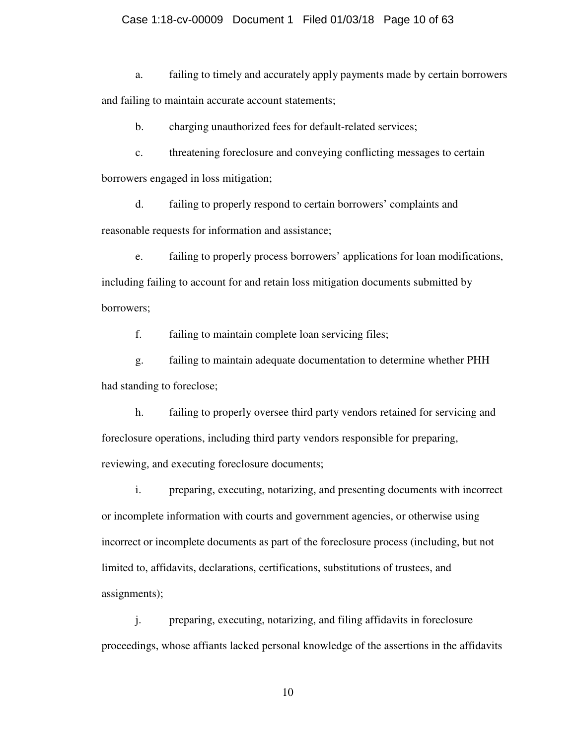a. failing to timely and accurately apply payments made by certain borrowers and failing to maintain accurate account statements;

b. charging unauthorized fees for default-related services;

c. threatening foreclosure and conveying conflicting messages to certain borrowers engaged in loss mitigation;

d. failing to properly respond to certain borrowers' complaints and reasonable requests for information and assistance;

e. failing to properly process borrowers' applications for loan modifications, including failing to account for and retain loss mitigation documents submitted by borrowers;

f. failing to maintain complete loan servicing files;

g. failing to maintain adequate documentation to determine whether PHH had standing to foreclose;

h. failing to properly oversee third party vendors retained for servicing and foreclosure operations, including third party vendors responsible for preparing, reviewing, and executing foreclosure documents;

i. preparing, executing, notarizing, and presenting documents with incorrect or incomplete information with courts and government agencies, or otherwise using incorrect or incomplete documents as part of the foreclosure process (including, but not limited to, affidavits, declarations, certifications, substitutions of trustees, and assignments);

j. preparing, executing, notarizing, and filing affidavits in foreclosure proceedings, whose affiants lacked personal knowledge of the assertions in the affidavits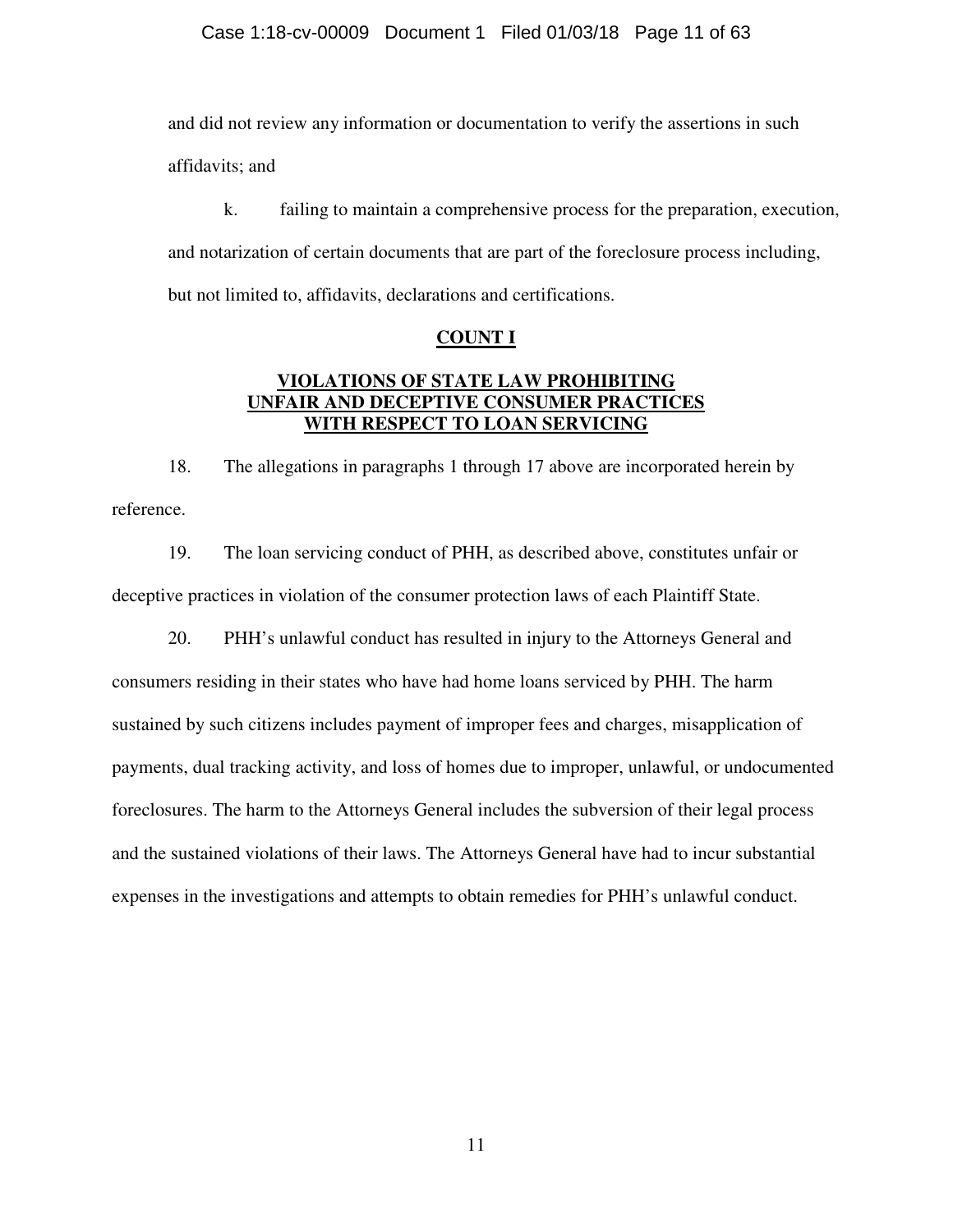and did not review any information or documentation to verify the assertions in such affidavits; and

k. failing to maintain a comprehensive process for the preparation, execution, and notarization of certain documents that are part of the foreclosure process including, but not limited to, affidavits, declarations and certifications.

## COUNT I

### VIOLATIONS OF STATE LAW PROHIBITING UNFAIR AND DECEPTIVE CONSUMER PRACTICES WITH RESPECT TO LOAN SERVICING

18. The allegations in paragraphs 1 through 17 above are incorporated herein by reference.

19. The loan servicing conduct of PHH, as described above, constitutes unfair or deceptive practices in violation of the consumer protection laws of each Plaintiff State.

20. PHH's unlawful conduct has resulted in injury to the Attorneys General and consumers residing in their states who have had home loans serviced by PHH. The harm sustained by such citizens includes payment of improper fees and charges, misapplication of payments, dual tracking activity, and loss of homes due to improper, unlawful, or undocumented foreclosures. The harm to the Attorneys General includes the subversion of their legal process and the sustained violations of their laws. The Attorneys General have had to incur substantial expenses in the investigations and attempts to obtain remedies for PHH's unlawful conduct.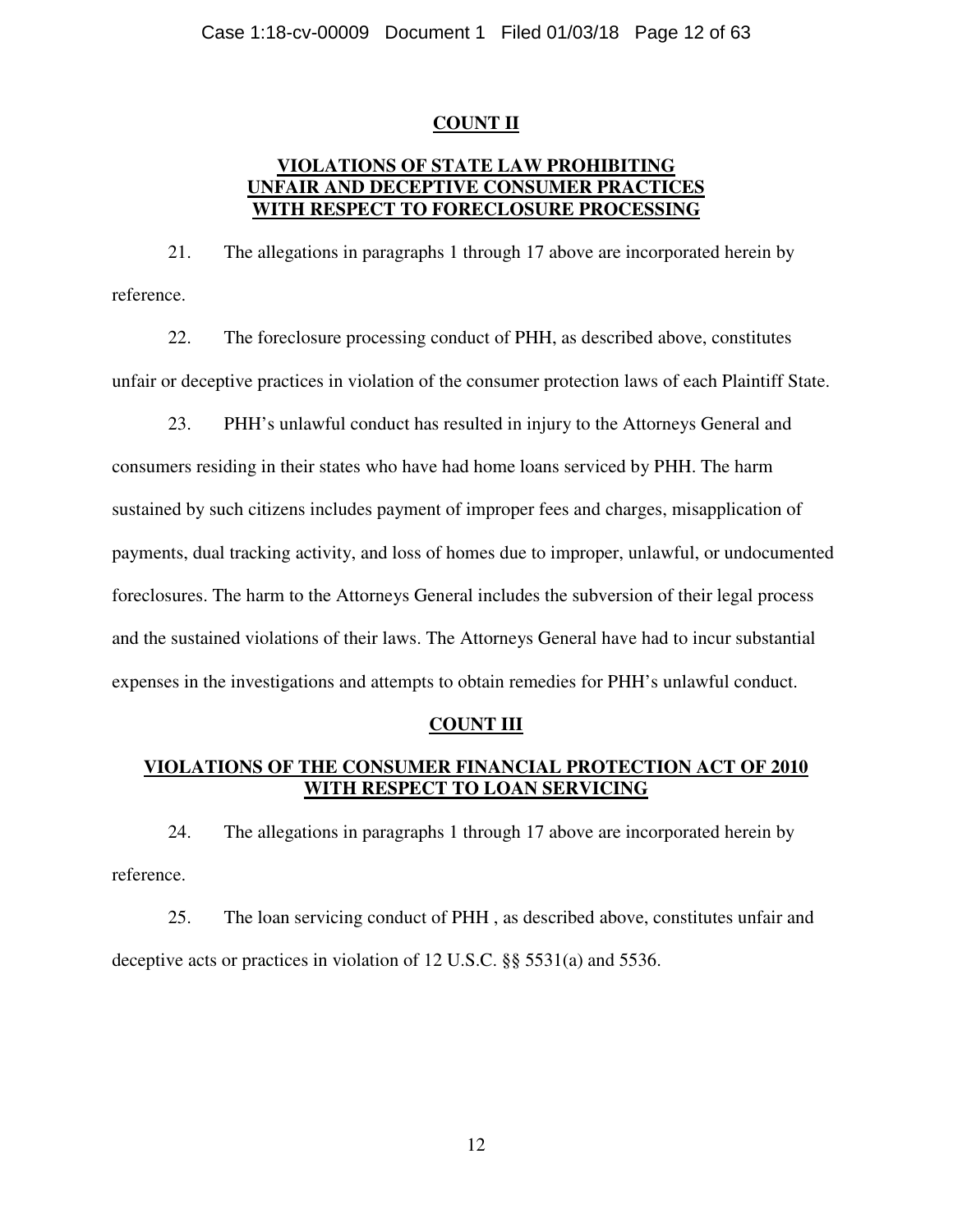## **COUNT II**

## **VIOLATIONS OF STATE LAW PROHIBITING UNFAIR AND DECEPTIVE CONSUMER PRACTICES WITH RESPECT TO FORECLOSURE PROCESSING**

21. The allegations in paragraphs 1 through 17 above are incorporated herein by reference.

22. The foreclosure processing conduct of PHH, as described above, constitutes unfair or deceptive practices in violation of the consumer protection laws of each Plaintiff State.

23. PHH's unlawful conduct has resulted in injury to the Attorneys General and consumers residing in their states who have had home loans serviced by PHH. The harm sustained by such citizens includes payment of improper fees and charges, misapplication of payments, dual tracking activity, and loss of homes due to improper, unlawful, or undocumented foreclosures. The harm to the Attorneys General includes the subversion of their legal process and the sustained violations of their laws. The Attorneys General have had to incur substantial expenses in the investigations and attempts to obtain remedies for PHH's unlawful conduct.

## **COUNT III**

## **VIOLATIONS OF THE CONSUMER FINANCIAL PROTECTION ACT OF 2010 WITH RESPECT TO LOAN SERVICING**

24. The allegations in paragraphs 1 through 17 above are incorporated herein by reference.

25. The loan servicing conduct of PHH , as described above, constitutes unfair and deceptive acts or practices in violation of 12 U.S.C. §§ 5531(a) and 5536.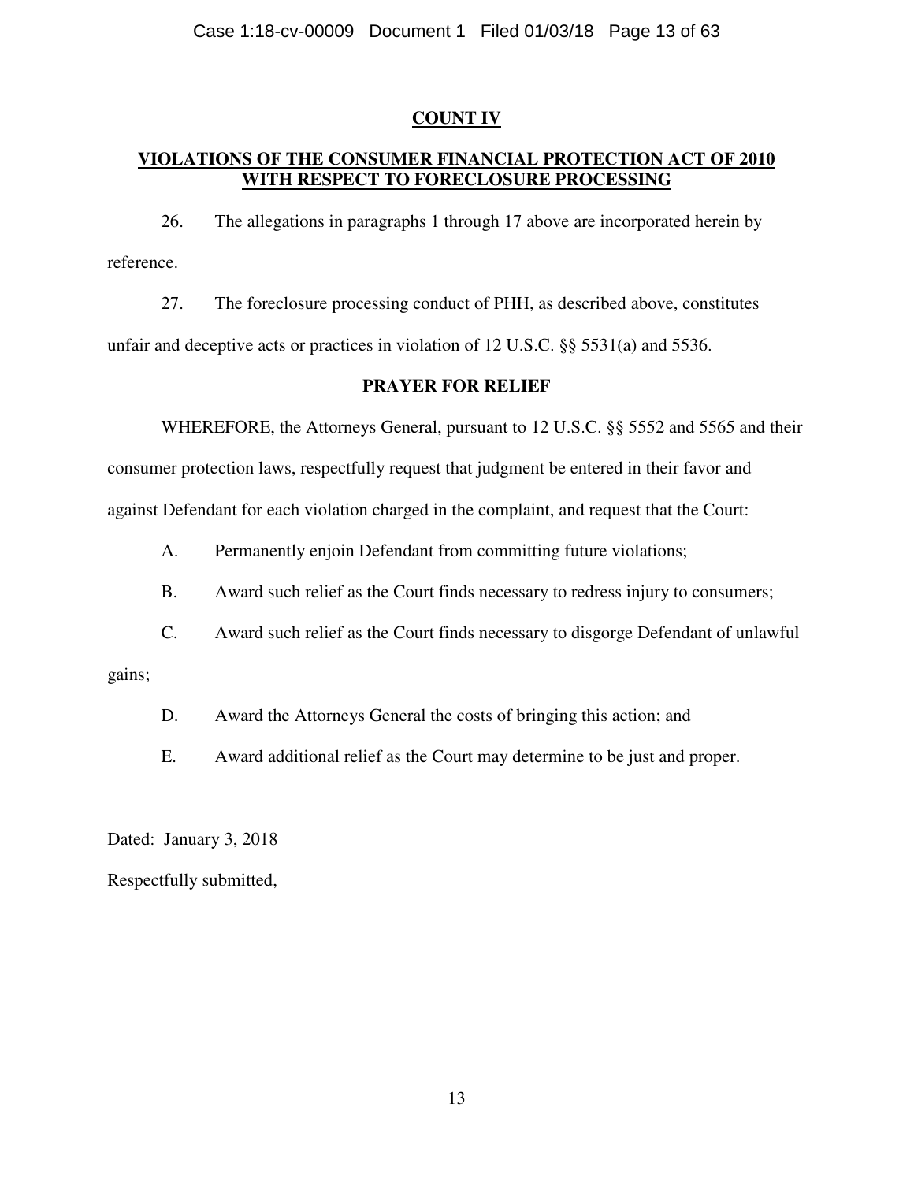## COUNT IV

## VIOLATIONS OF THE CONSUMER FINANCIAL PROTECTION ACT OF 2010 WITH RESPECT TO FORECLOSURE PROCESSING

26. The allegations in paragraphs 1 through 17 above are incorporated herein by reference.

27. The foreclosure processing conduct of PHH, as described above, constitutes unfair and deceptive acts or practices in violation of 12 U.S.C. §§ 5531(a) and 5536.

### PRAYER FOR RELIEF

WHEREFORE, the Attorneys General, pursuant to 12 U.S.C. §§ 5552 and 5565 and their consumer protection laws, respectfully request that judgment be entered in their favor and against Defendant for each violation charged in the complaint, and request that the Court:

A. Permanently enjoin Defendant from committing future violations;

B. Award such relief as the Court finds necessary to redress injury to consumers;

C. Award such relief as the Court finds necessary to disgorge Defendant of unlawful gains;

D. Award the Attorneys General the costs of bringing this action; and

E. Award additional relief as the Court may determine to be just and proper.

Dated: January 3, 2018

Respectfully submitted,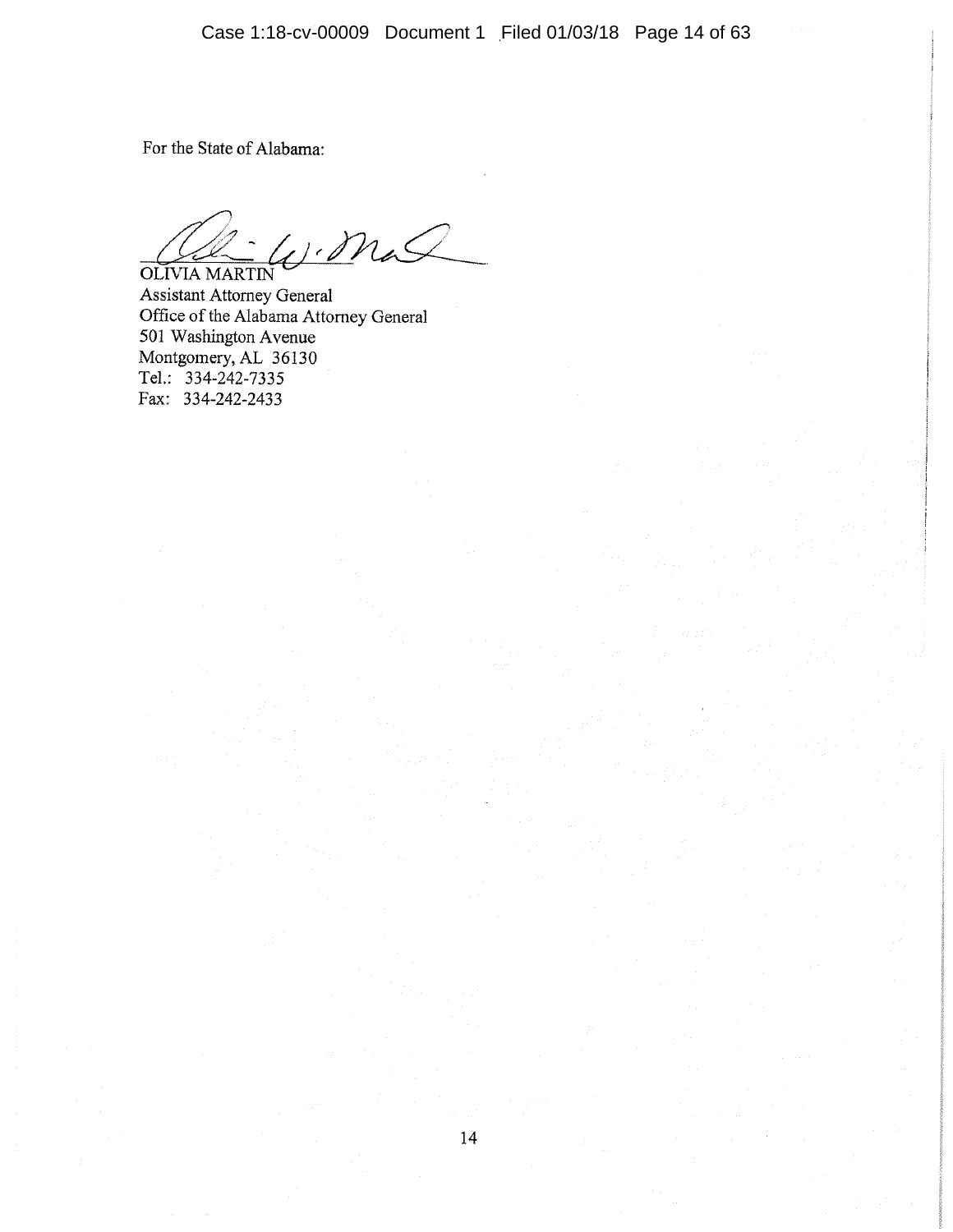For the State of Alabama:

OLIVIA MARTIN
Assistant Attorney General
Office of the Alabama Attorney General
501 Washington Avenue
Montgomery, AL 36130
Tel.: 334-242-7335
Fax: 334-242-2433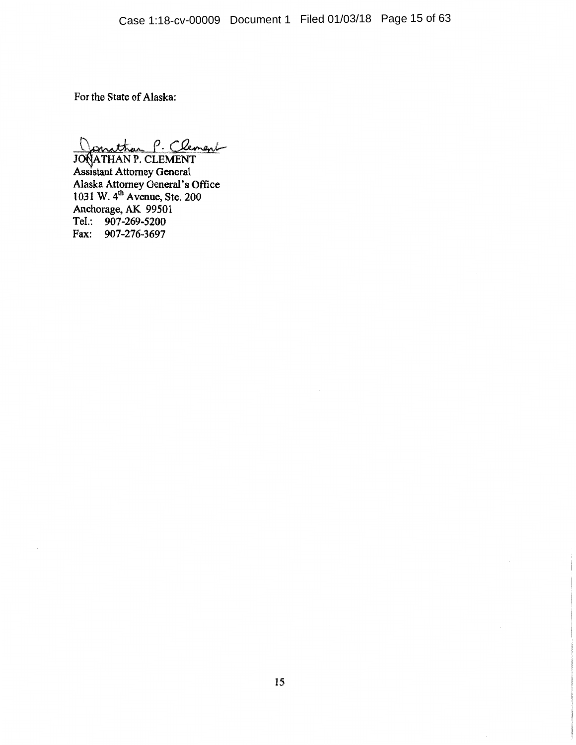For the State of Alaska:

Jonathan P. Clement

JONATHAN P. CLEMENT
Assistant Attorney General
Alaska Attorney General's Office
1031 W. 4th Avenue, Ste. 200
Anchorage, AK 99501
Tel.: 907-269-5200
Fax: 907-276-3697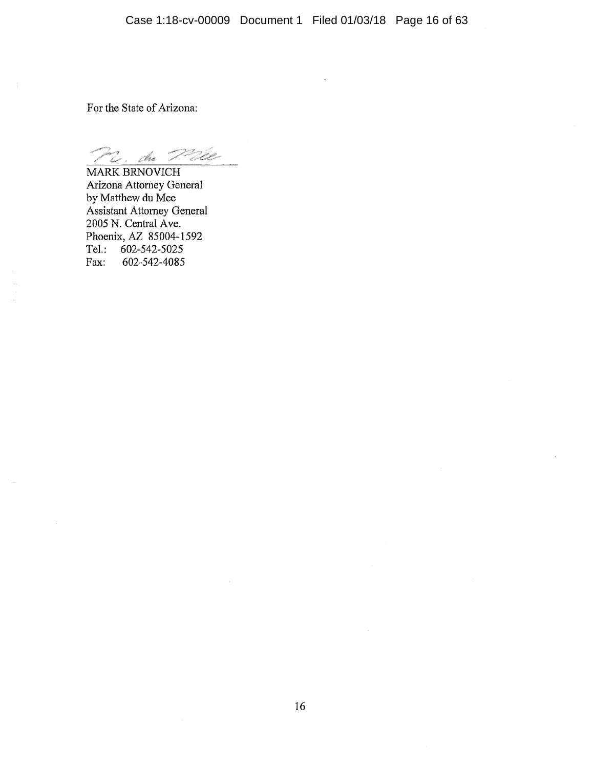For the State of Arizona:

M. du Mee

MARK BRNOVICH
Arizona Attorney General
by Matthew du Mee
Assistant Attorney General
2005 N. Central Ave.
Phoenix, AZ 85004-1592
Tel.: 602-542-5025
Fax: 602-542-4085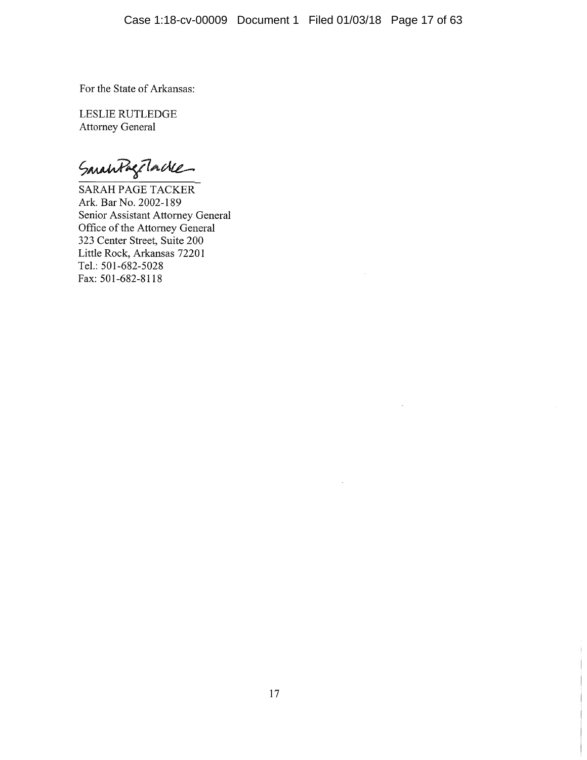For the State of Arkansas:

LESLIE RUTLEDGE
Attorney General

SARAH PAGE TACKER
Ark. Bar No. 2002-189
Senior Assistant Attorney General
Office of the Attorney General
323 Center Street, Suite 200
Little Rock, Arkansas 72201
Tel.: 501-682-5028
Fax: 501-682-8118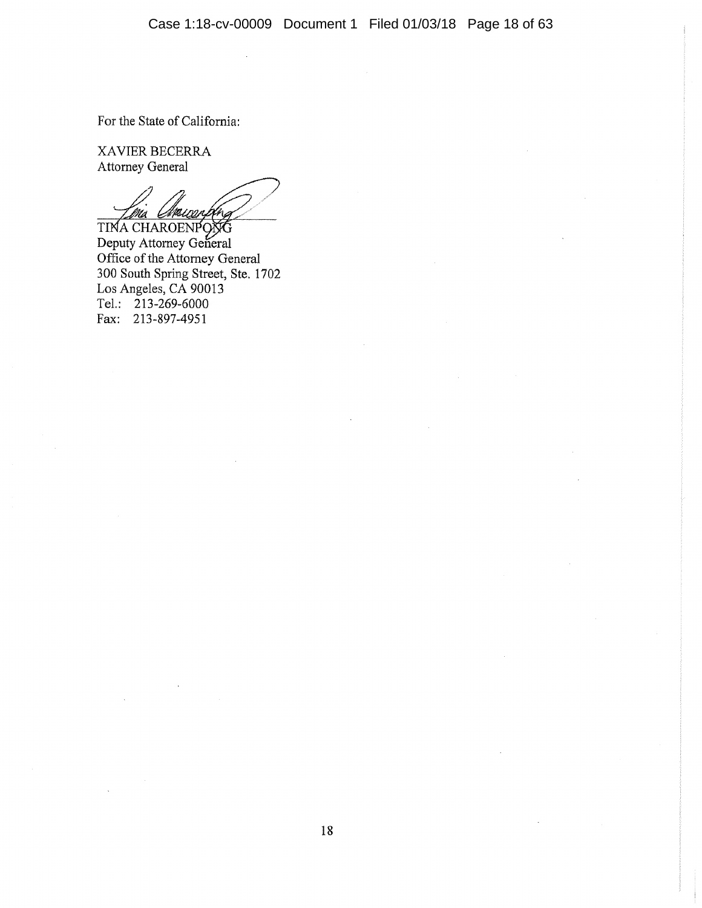For the State of California:

XAVIER BECERRA
Attorney General

TINA CHAROENPONG
Deputy Attorney General
Office of the Attorney General
300 South Spring Street, Ste. 1702
Los Angeles, CA 90013
Tel.: 213-269-6000
Fax: 213-897-4951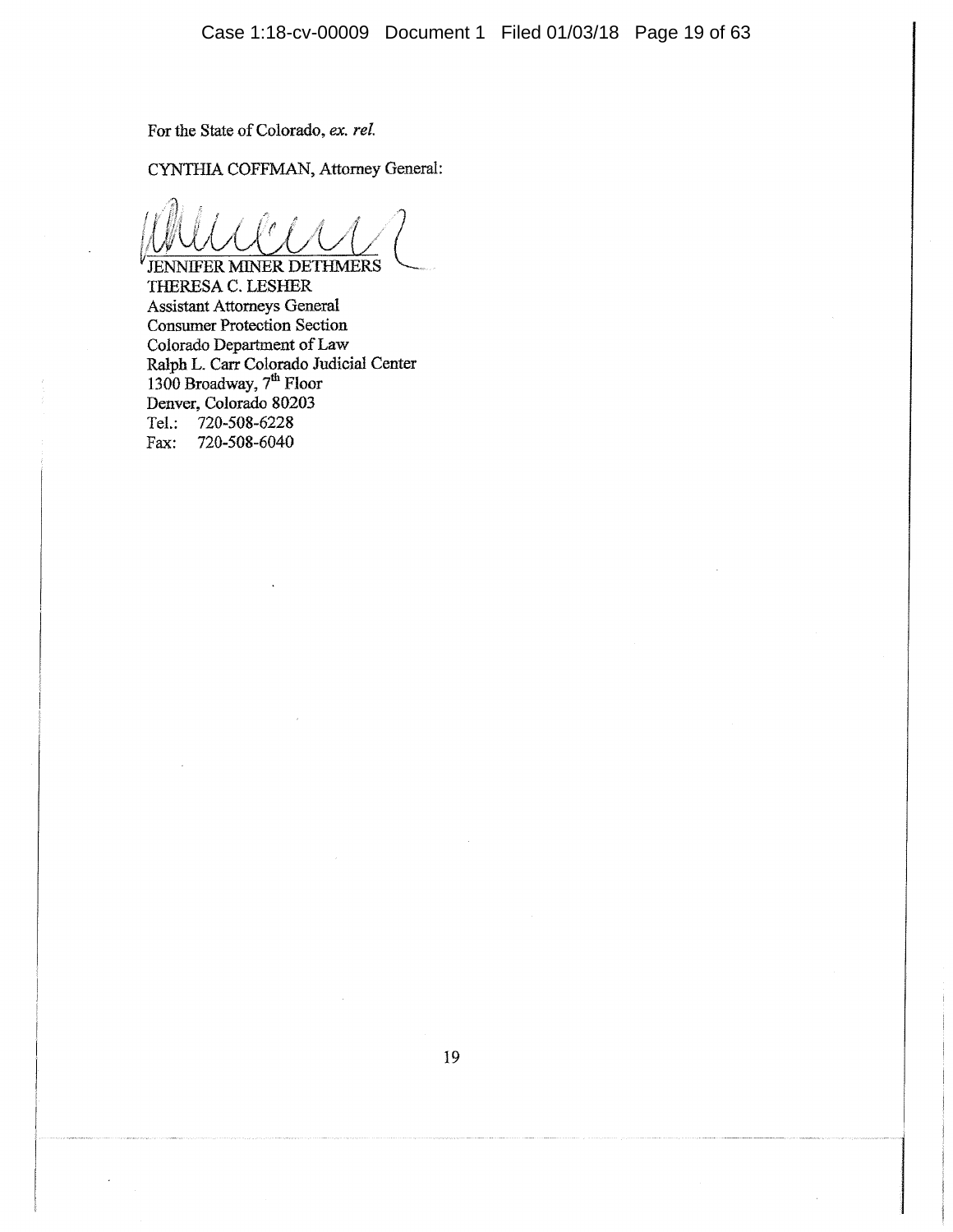For the State of Colorado, *ex. rel.*

CYNTHIA COFFMAN, Attorney General:

JENNIFER MINER DETHMERS
THERESA C. LESHER
Assistant Attorneys General
Consumer Protection Section
Colorado Department of Law
Ralph L. Carr Colorado Judicial Center
1300 Broadway, 7th Floor
Denver, Colorado 80203
Tel.: 720-508-6228
Fax: 720-508-6040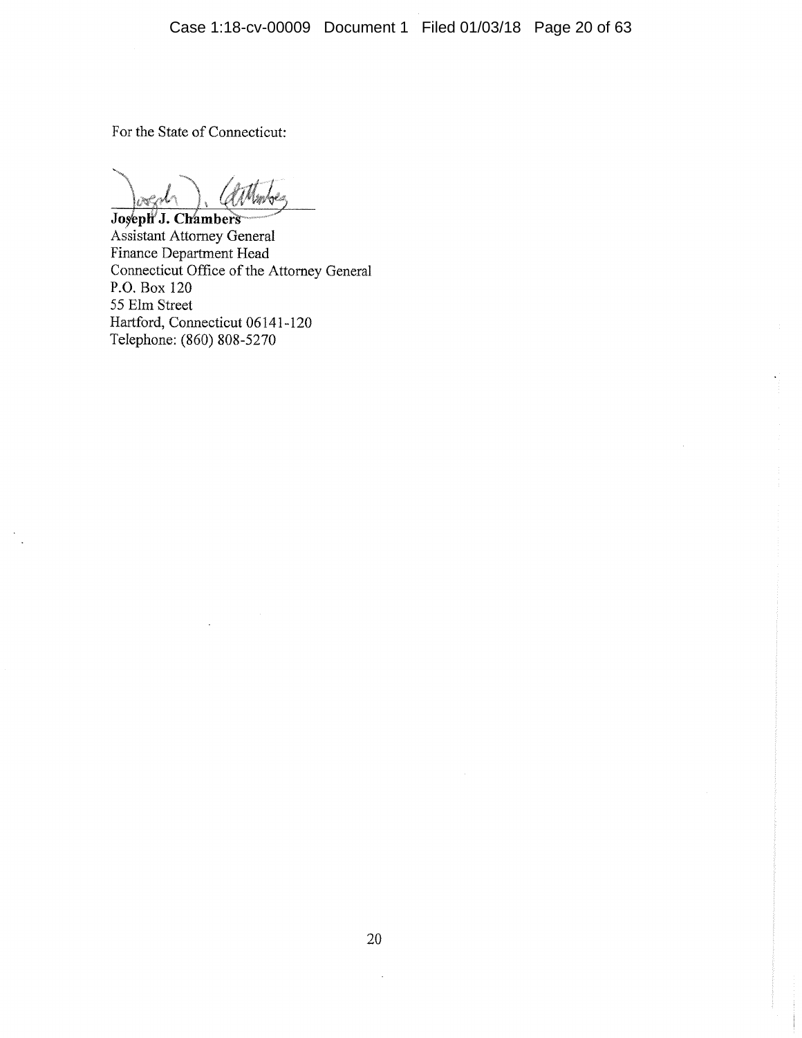For the State of Connecticut:

**Joseph J. Chambers**
Assistant Attorney General
Finance Department Head
Connecticut Office of the Attorney General
P.O. Box 120
55 Elm Street
Hartford, Connecticut 06141-120
Telephone: (860) 808-5270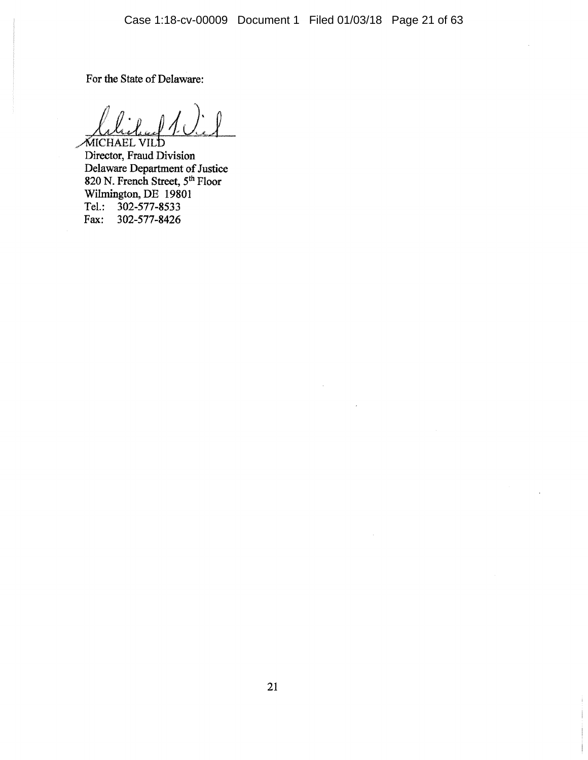For the State of Delaware:

MICHAEL VILD  
Director, Fraud Division  
Delaware Department of Justice  
820 N. French Street, 5th Floor  
Wilmington, DE 19801  
Tel.: 302-577-8533  
Fax: 302-577-8426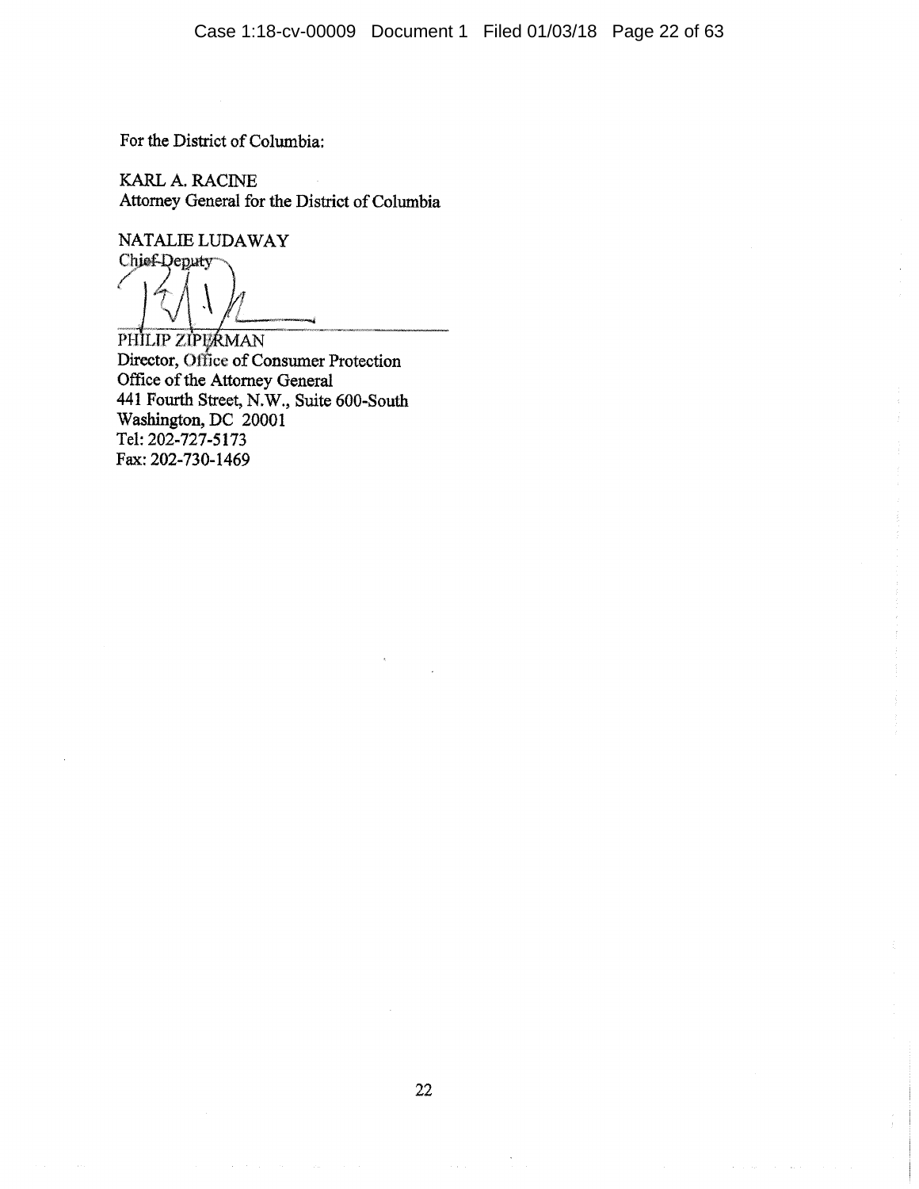For the District of Columbia:

KARL A. RACINE
Attorney General for the District of Columbia

NATALIE LUDAWAY
Chief Deputy

PHILIP ZIPERMAN
Director, Office of Consumer Protection
Office of the Attorney General
441 Fourth Street, N.W., Suite 600-South
Washington, DC 20001
Tel: 202-727-5173
Fax: 202-730-1469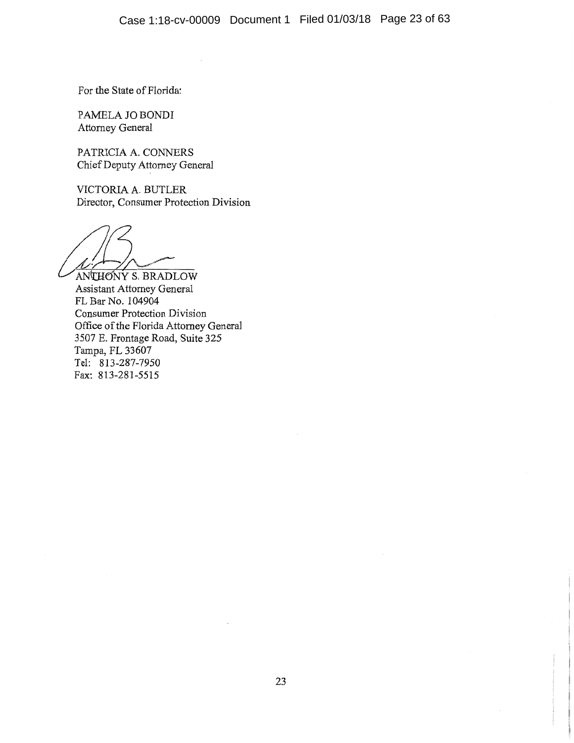For the State of Florida:

PAMELA JO BONDI
Attorney General

PATRICIA A. CONNERS
Chief Deputy Attorney General

VICTORIA A. BUTLER
Director, Consumer Protection Division

ANTHONY S. BRADLOW
Assistant Attorney General
FL Bar No. 104904
Consumer Protection Division
Office of the Florida Attorney General
3507 E. Frontage Road, Suite 325
Tampa, FL 33607
Tel: 813-287-7950
Fax: 813-281-5515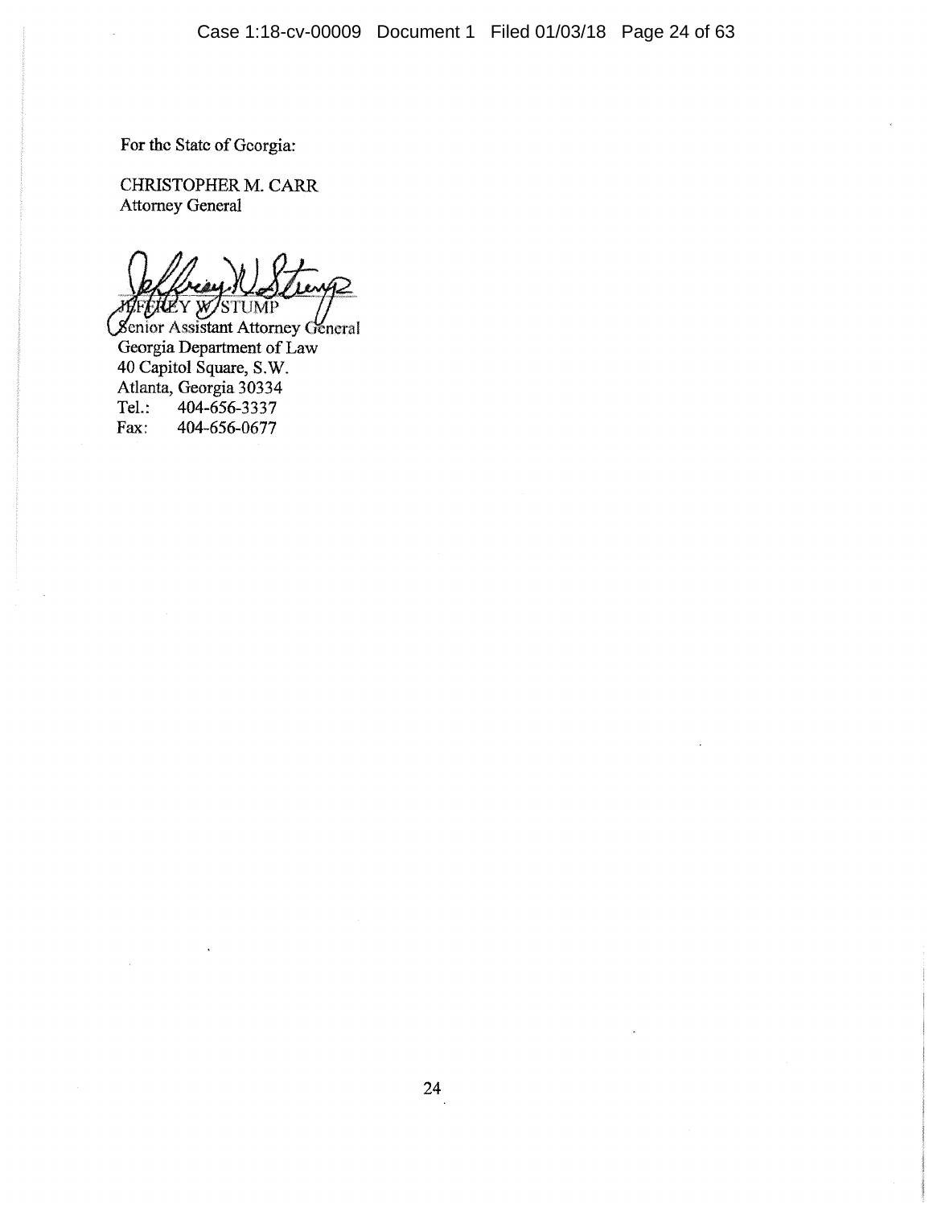For the State of Georgia:

CHRISTOPHER M. CARR
Attorney General

JEFFREY W. STUMP
Senior Assistant Attorney General
Georgia Department of Law
40 Capitol Square, S.W.
Atlanta, Georgia 30334
Tel.: 404-656-3337
Fax: 404-656-0677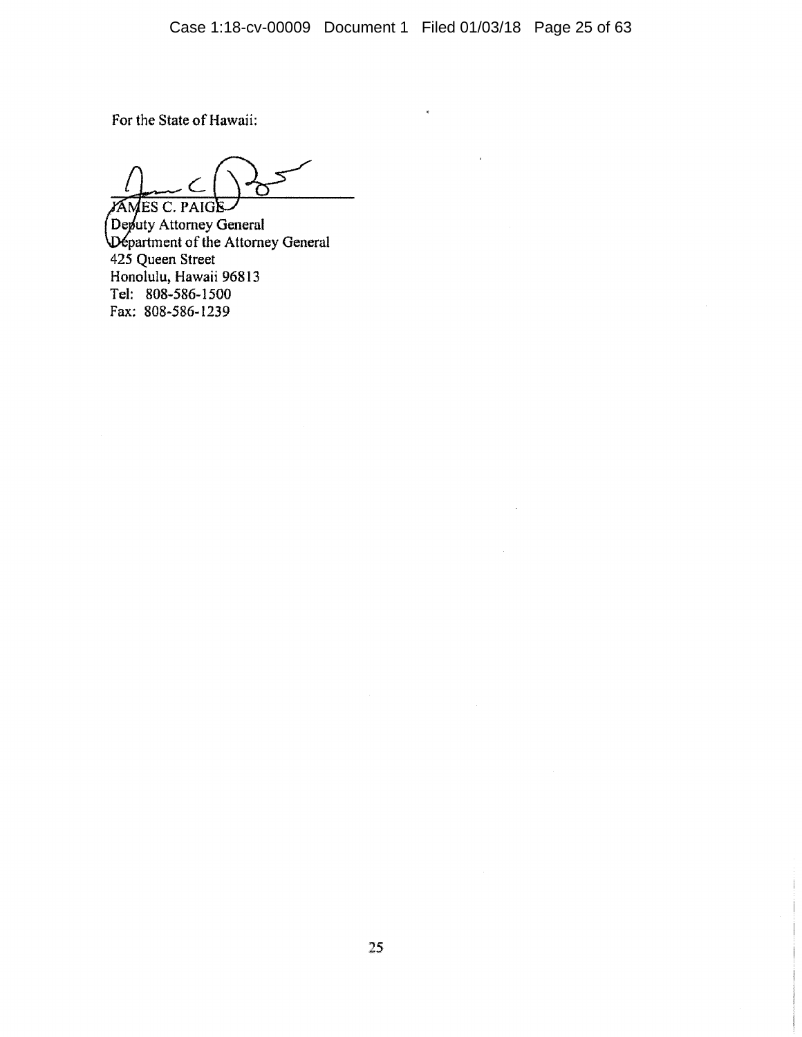For the State of Hawaii:

JAMES C. PAIGE
Deputy Attorney General
Department of the Attorney General
425 Queen Street
Honolulu, Hawaii 96813
Tel: 808-586-1500
Fax: 808-586-1239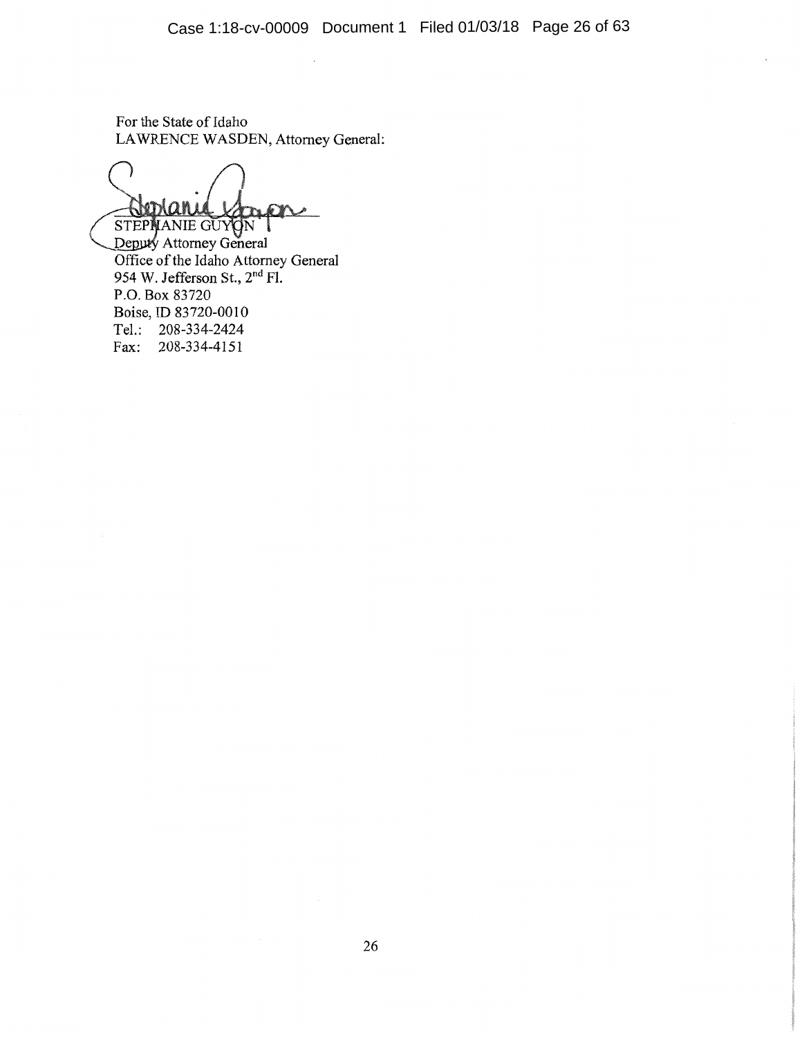For the State of Idaho
LAWRENCE WASDEN, Attorney General:

STEPHANIE GUYON
Deputy Attorney General
Office of the Idaho Attorney General
954 W. Jefferson St., 2nd Fl.
P.O. Box 83720
Boise, ID 83720-0010
Tel.: 208-334-2424
Fax: 208-334-4151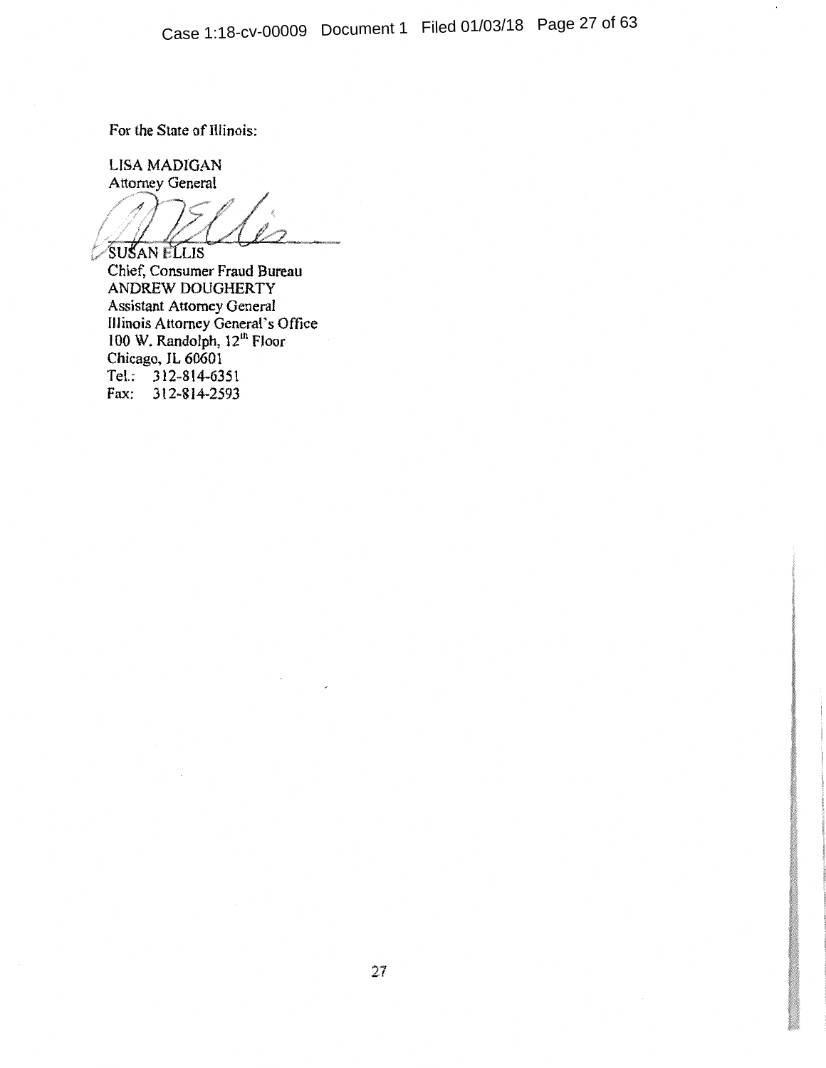For the State of Illinois:

LISA MADIGAN
Attorney General

SUSAN ELLIS
Chief, Consumer Fraud Bureau
ANDREW DOUGHERTY
Assistant Attorney General
Illinois Attorney General's Office
100 W. Randolph, 12th Floor
Chicago, IL 60601
Tel.: 312-814-6351
Fax: 312-814-2593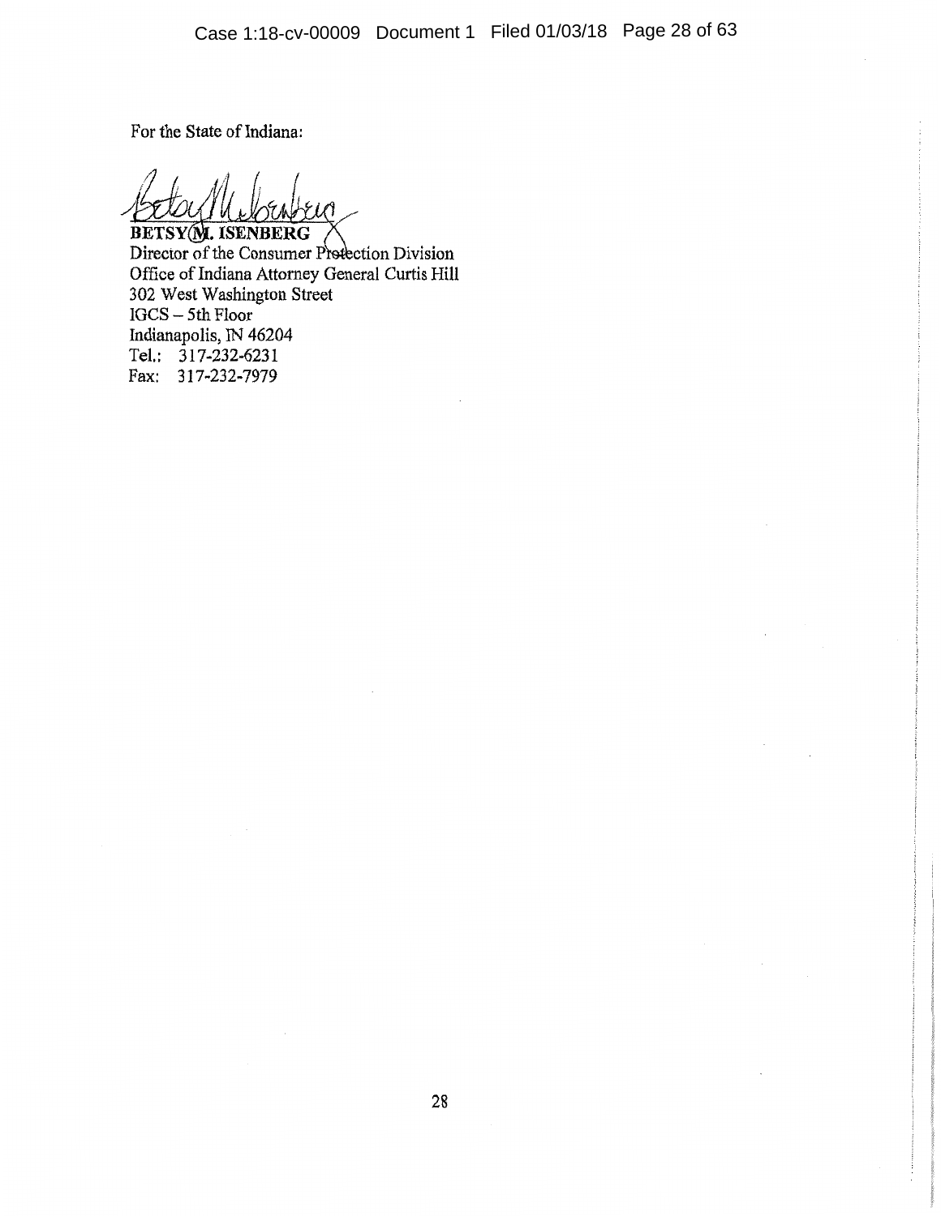For the State of Indiana:

**BETSY M. ISENBERG**
Director of the Consumer Protection Division
Office of Indiana Attorney General Curtis Hill
302 West Washington Street
IGCS – 5th Floor
Indianapolis, IN 46204
Tel.: 317-232-6231
Fax: 317-232-7979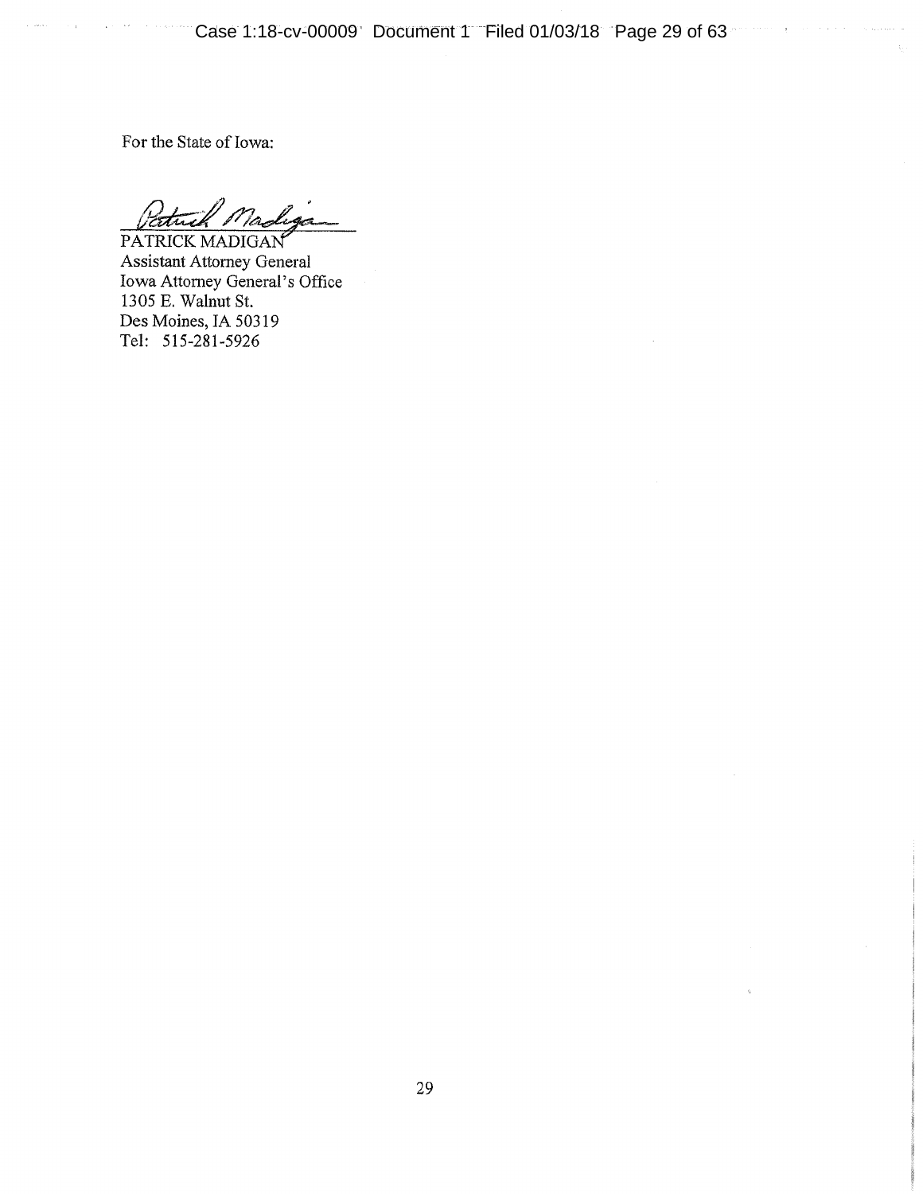For the State of Iowa:

PATRICK MADIGAN
Assistant Attorney General
Iowa Attorney General's Office
1305 E. Walnut St.
Des Moines, IA 50319
Tel: 515-281-5926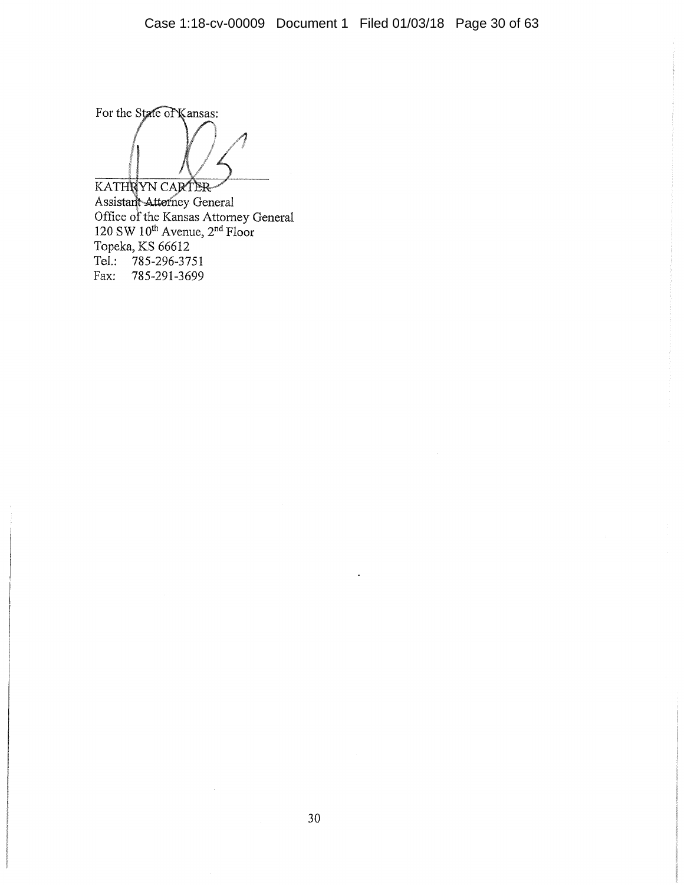For the State of Kansas:

KATHRYN CARTER
Assistant Attorney General
Office of the Kansas Attorney General
120 SW 10th Avenue, 2nd Floor
Topeka, KS 66612
Tel.: 785-296-3751
Fax: 785-291-3699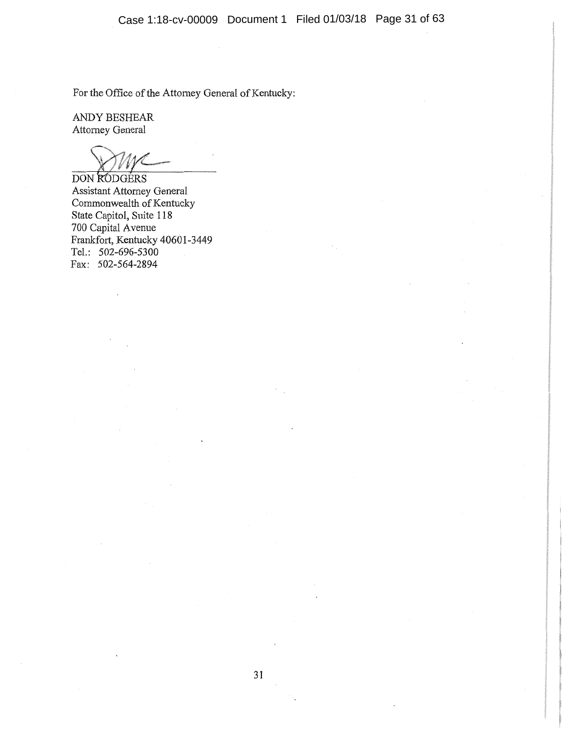For the Office of the Attorney General of Kentucky:

ANDY BESHEAR
Attorney General

DON RODGERS
Assistant Attorney General
Commonwealth of Kentucky
State Capitol, Suite 118
700 Capital Avenue
Frankfort, Kentucky 40601-3449
Tel.: 502-696-5300
Fax: 502-564-2894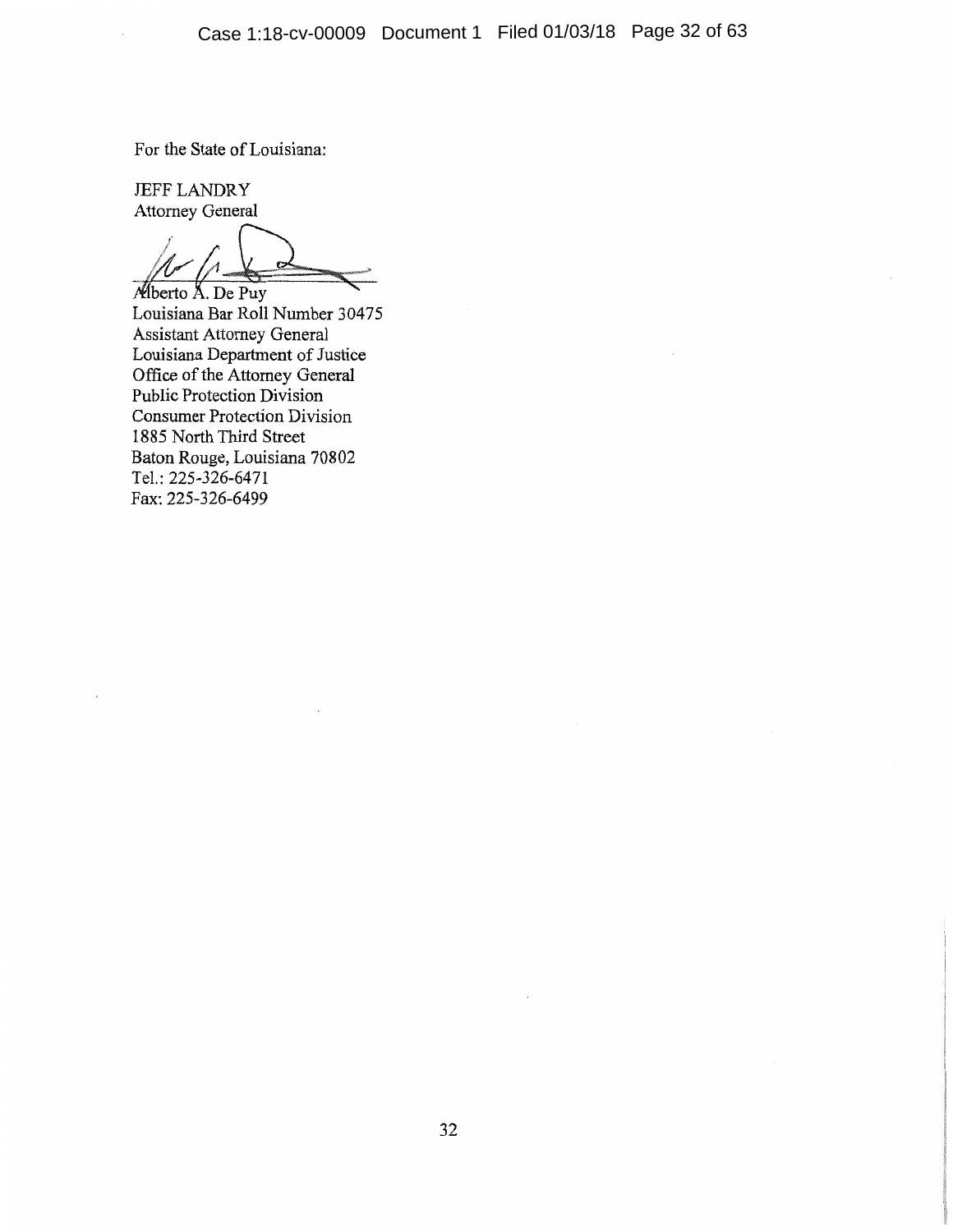For the State of Louisiana:

JEFF LANDRY
Attorney General

Alberto A. De Puy
Louisiana Bar Roll Number 30475
Assistant Attorney General
Louisiana Department of Justice
Office of the Attorney General
Public Protection Division
Consumer Protection Division
1885 North Third Street
Baton Rouge, Louisiana 70802
Tel.: 225-326-6471
Fax: 225-326-6499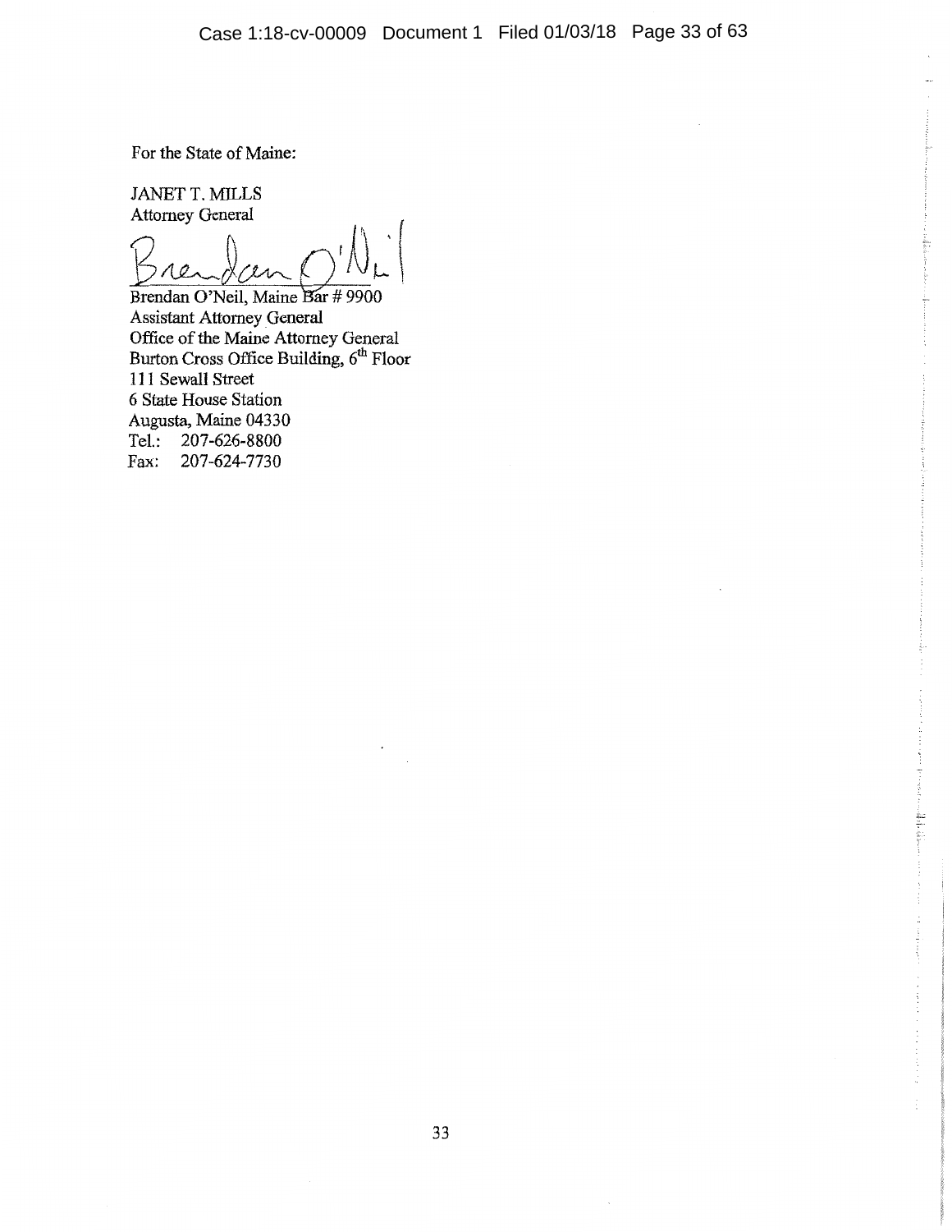For the State of Maine:

JANET T. MILLS
Attorney General

Brendan O'Neil, Maine Bar # 9900
Assistant Attorney General
Office of the Maine Attorney General
Burton Cross Office Building, 6th Floor
111 Sewall Street
6 State House Station
Augusta, Maine 04330
Tel.: 207-626-8800
Fax: 207-624-7730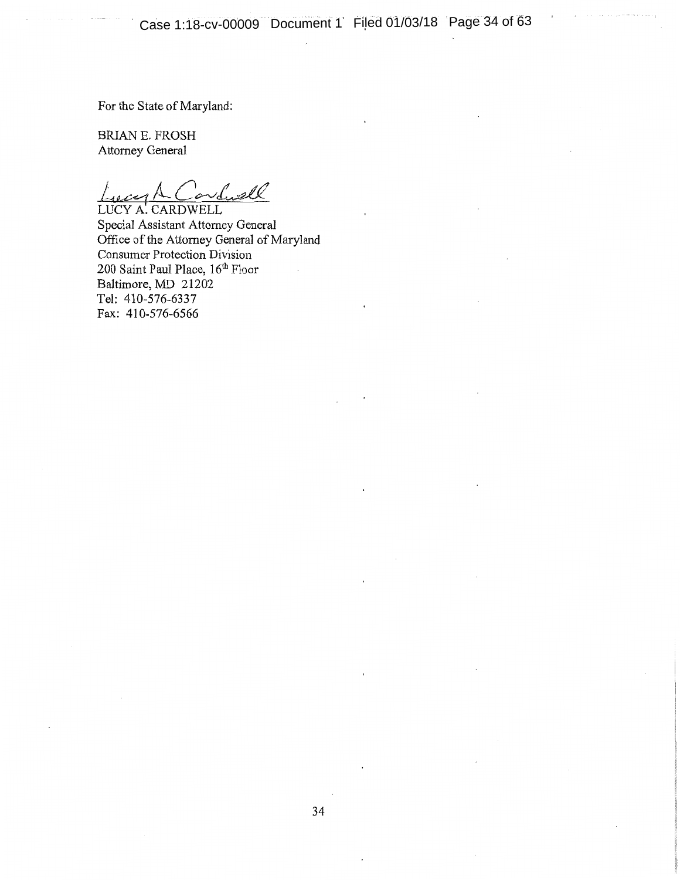For the State of Maryland:

BRIAN E. FROSH
Attorney General

LUCY A. CARDWELL
Special Assistant Attorney General
Office of the Attorney General of Maryland
Consumer Protection Division
200 Saint Paul Place, 16th Floor
Baltimore, MD 21202
Tel: 410-576-6337
Fax: 410-576-6566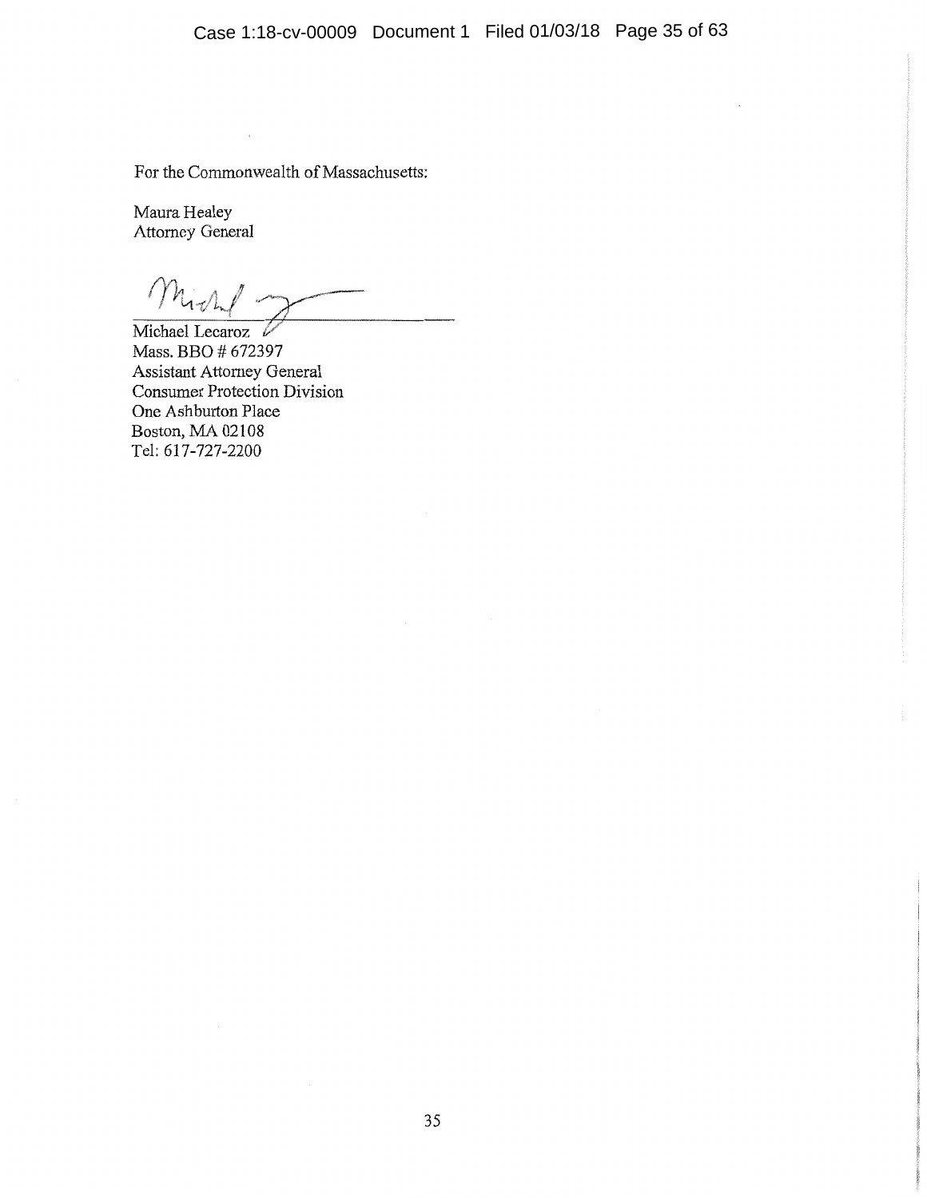For the Commonwealth of Massachusetts:

Maura Healey
Attorney General

Michael Lecaroz
Mass. BBO # 672397
Assistant Attorney General
Consumer Protection Division
One Ashburton Place
Boston, MA 02108
Tel: 617-727-2200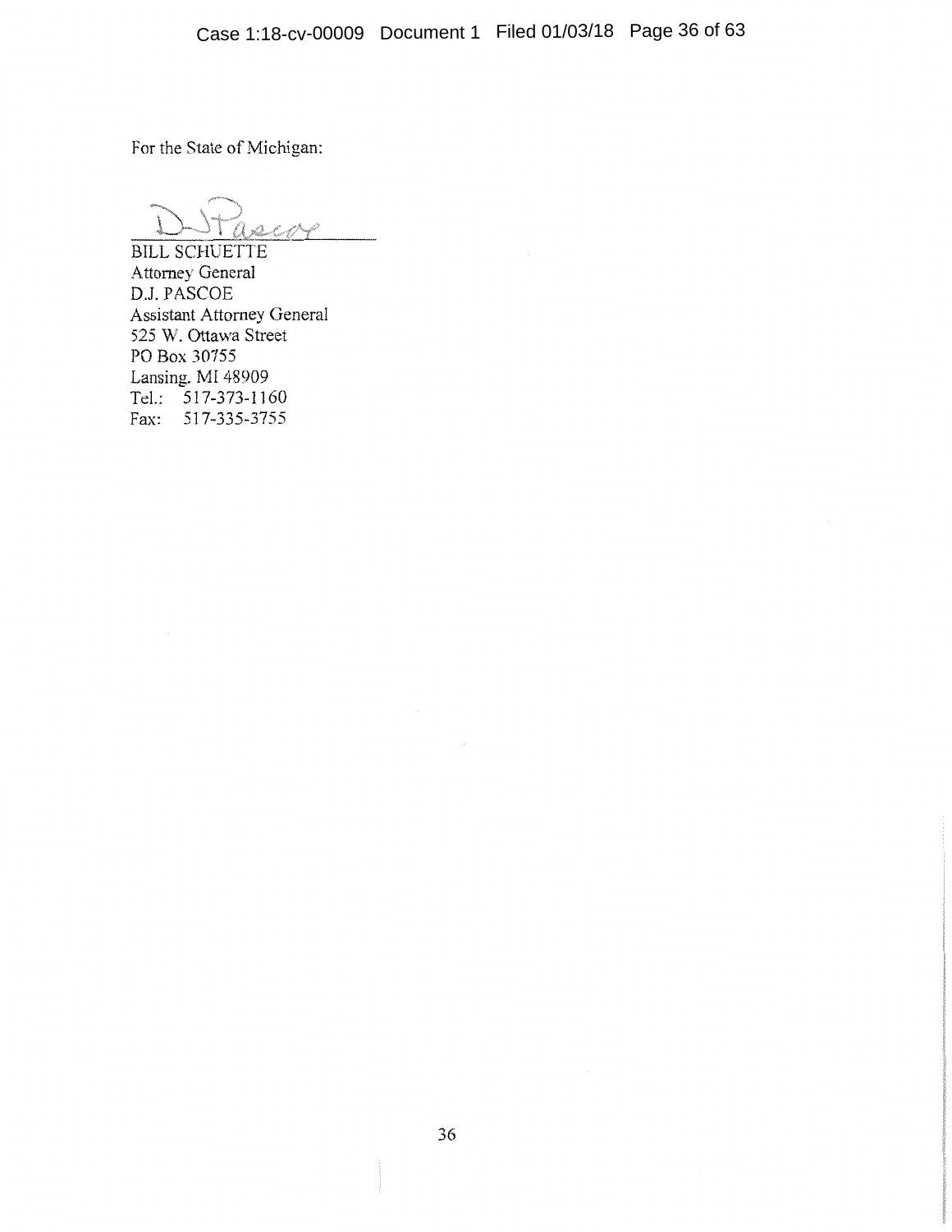For the State of Michigan:

D.J. Pascoe

BILL SCHUETTE
Attorney General
D.J. PASCOE
Assistant Attorney General
525 W. Ottawa Street
PO Box 30755
Lansing, MI 48909
Tel.: 517-373-1160
Fax: 517-335-3755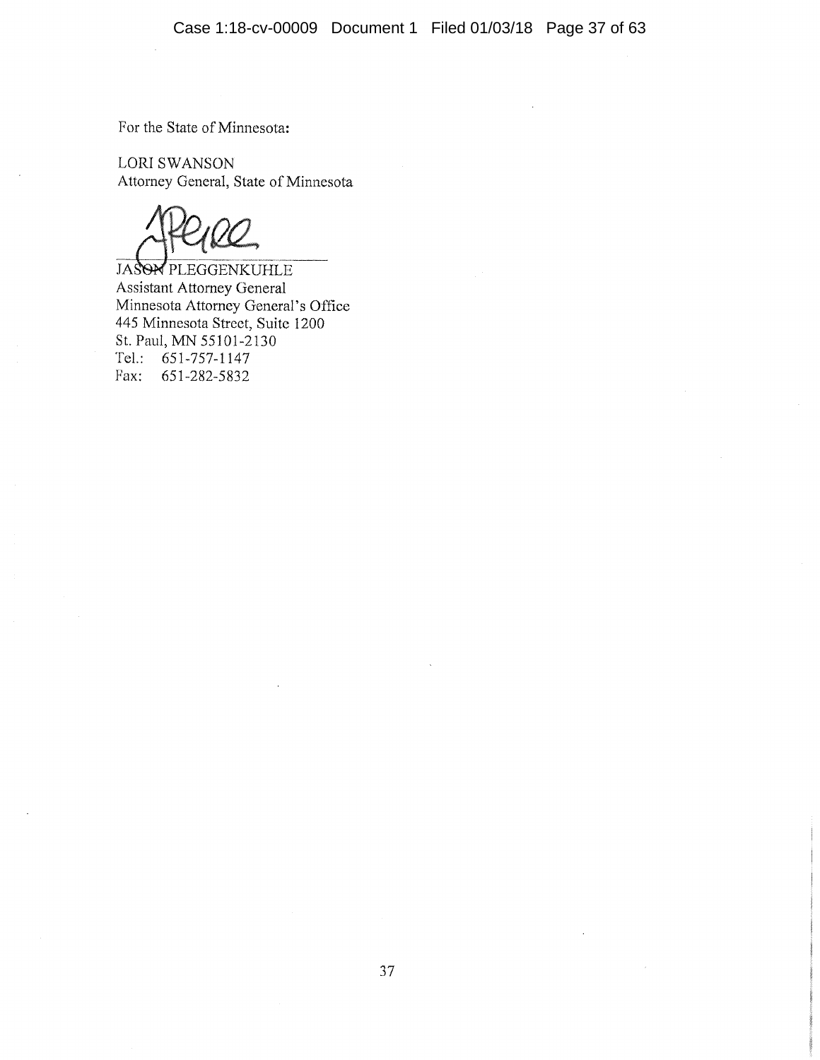For the State of Minnesota:

LORI SWANSON
Attorney General, State of Minnesota

JASON PLEGGENKUHLE
Assistant Attorney General
Minnesota Attorney General's Office
445 Minnesota Street, Suite 1200
St. Paul, MN 55101-2130
Tel.: 651-757-1147
Fax: 651-282-5832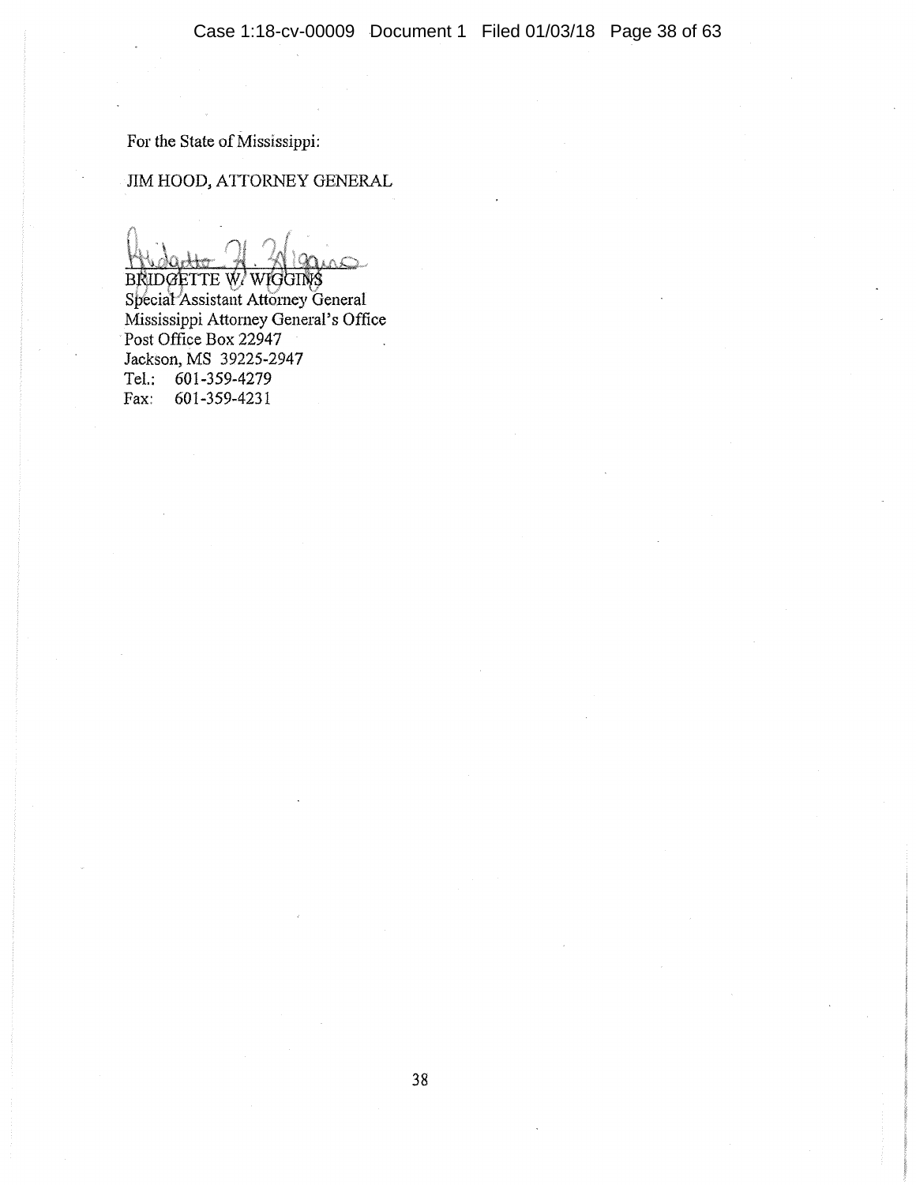For the State of Mississippi:

JIM HOOD, ATTORNEY GENERAL

BRIDGETTE W. WIGGINS  
Special Assistant Attorney General  
Mississippi Attorney General's Office  
Post Office Box 22947  
Jackson, MS 39225-2947  
Tel.: 601-359-4279  
Fax: 601-359-4231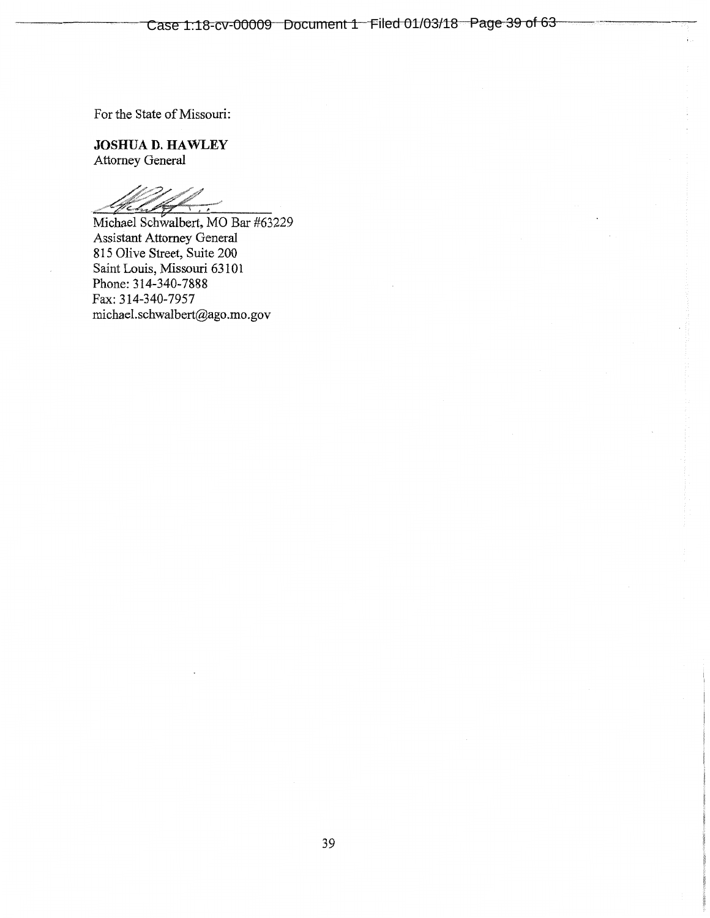For the State of Missouri:

**JOSHUA D. HAWLEY**
Attorney General

Michael Schwalbert, MO Bar #63229
Assistant Attorney General
815 Olive Street, Suite 200
Saint Louis, Missouri 63101
Phone: 314-340-7888
Fax: 314-340-7957
michael.schwalbert@ago.mo.gov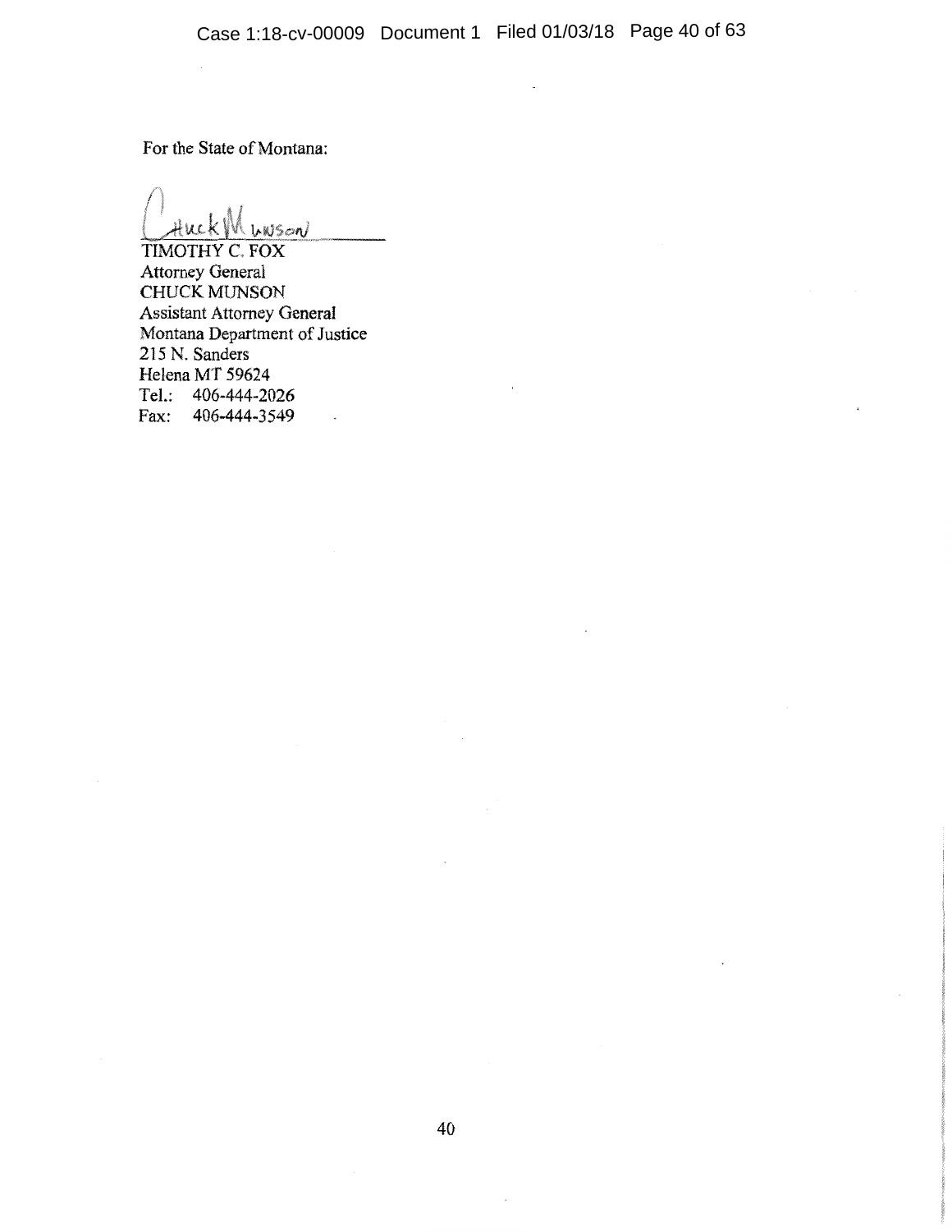For the State of Montana:

Chuck Munson

TIMOTHY C. FOX
Attorney General
CHUCK MUNSON
Assistant Attorney General
Montana Department of Justice
215 N. Sanders
Helena MT 59624
Tel.: 406-444-2026
Fax: 406-444-3549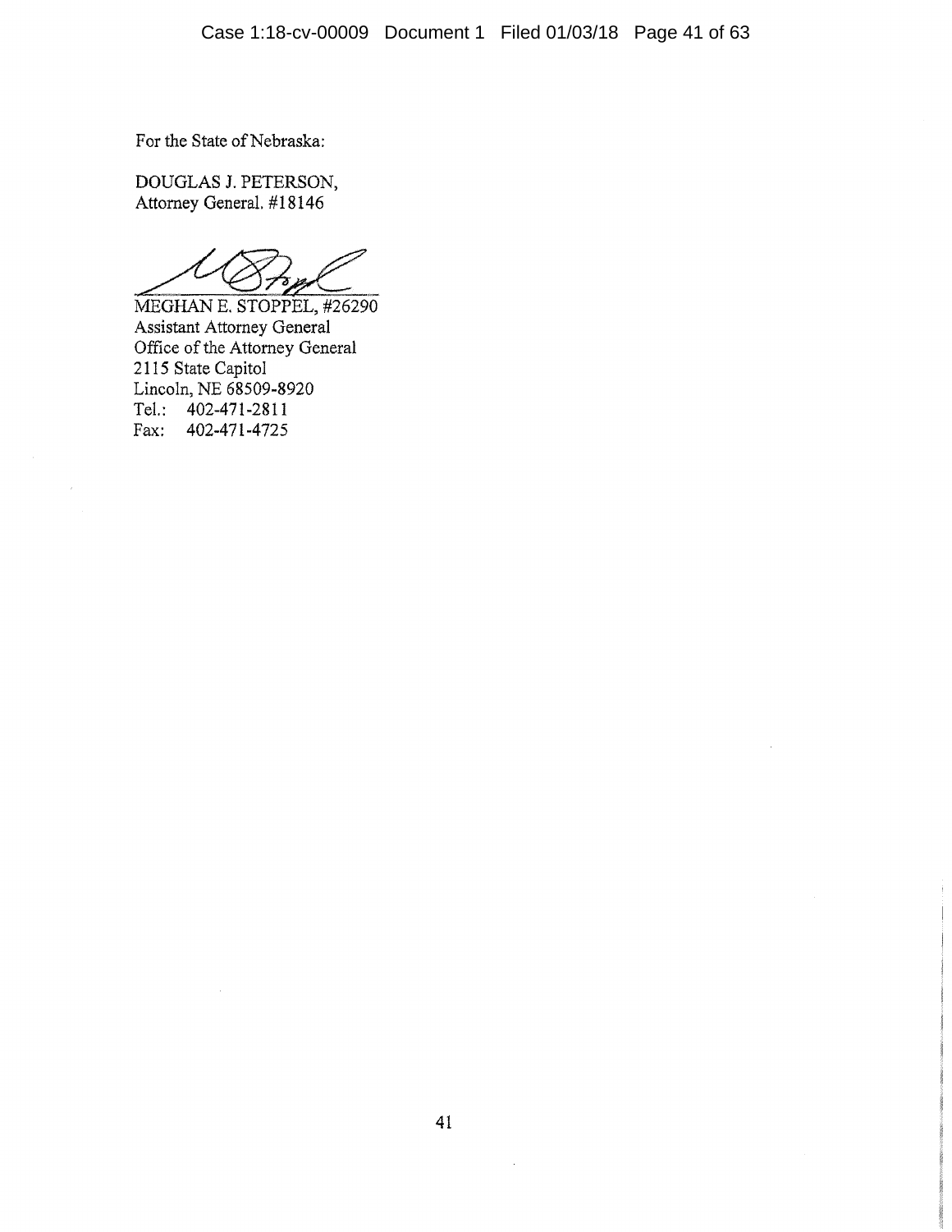For the State of Nebraska:

DOUGLAS J. PETERSON,
Attorney General. #18146

MEGHAN E. STOPPEL, #26290
Assistant Attorney General
Office of the Attorney General
2115 State Capitol
Lincoln, NE 68509-8920
Tel.: 402-471-2811
Fax: 402-471-4725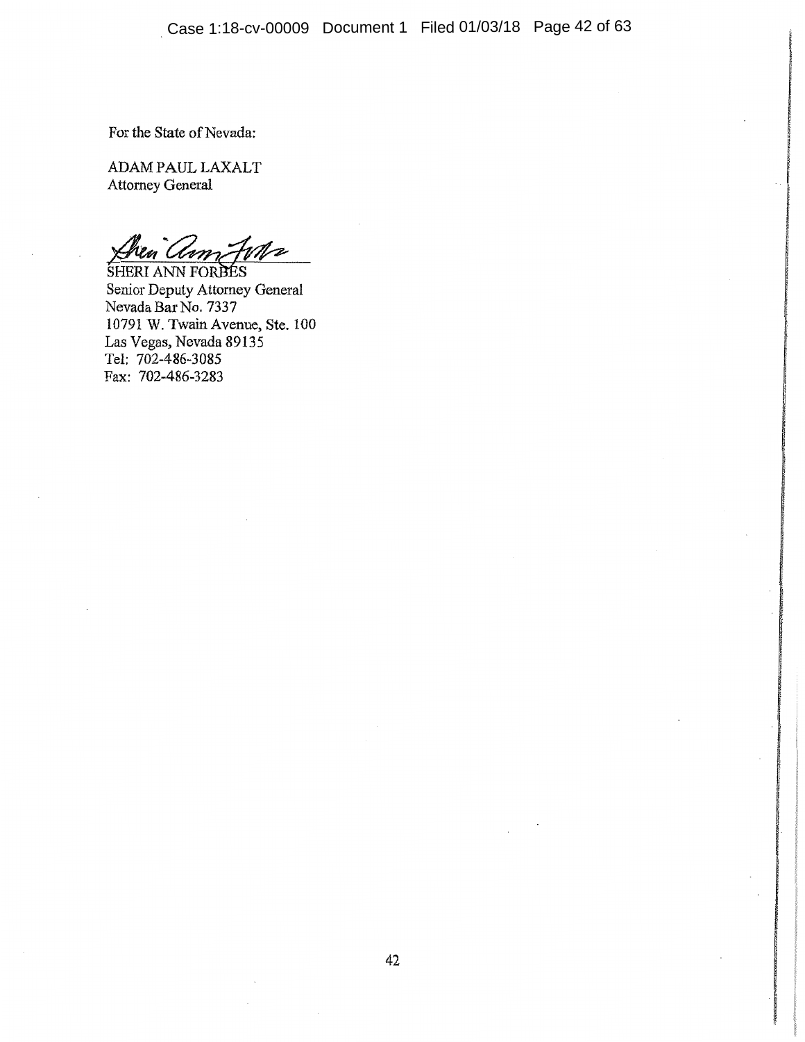For the State of Nevada:

ADAM PAUL LAXALT
Attorney General

SHERI ANN FORBES
Senior Deputy Attorney General
Nevada Bar No. 7337
10791 W. Twain Avenue, Ste. 100
Las Vegas, Nevada 89135
Tel: 702-486-3085
Fax: 702-486-3283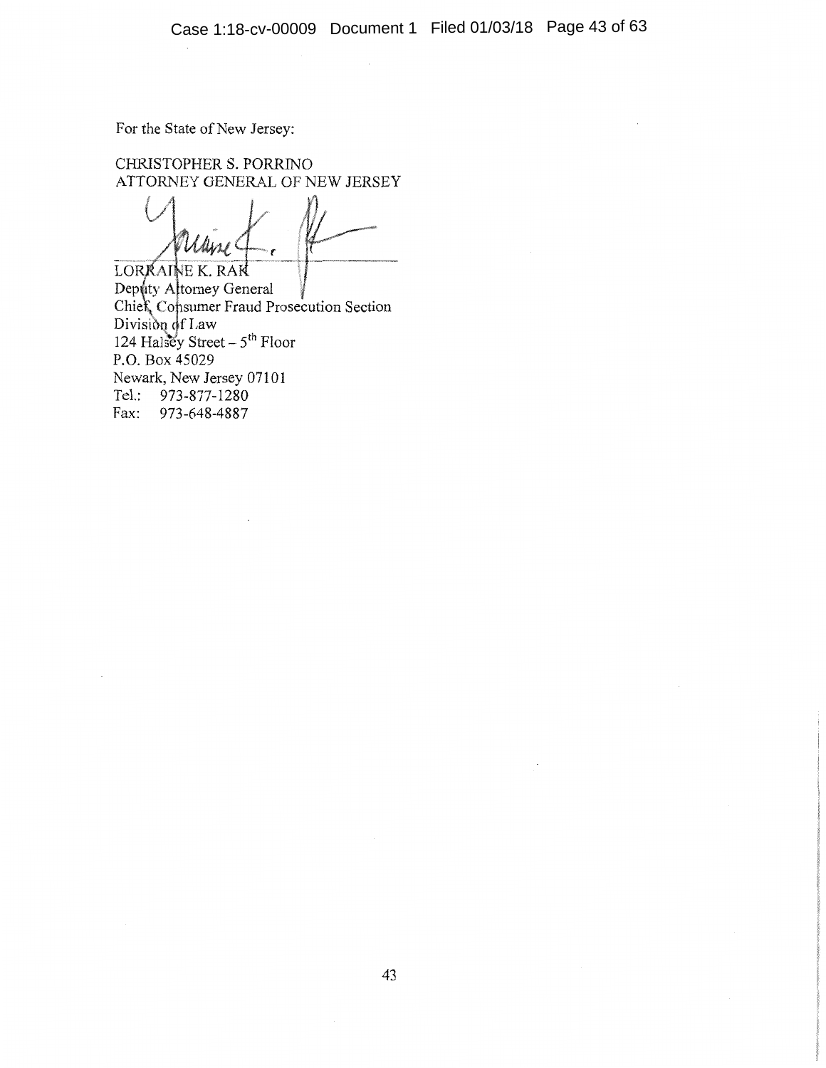For the State of New Jersey:

CHRISTOPHER S. PORRINO
ATTORNEY GENERAL OF NEW JERSEY

LORRAINE K. RAK
Deputy Attorney General
Chief, Consumer Fraud Prosecution Section
Division of Law
124 Halsey Street – 5th Floor
P.O. Box 45029
Newark, New Jersey 07101
Tel.: 973-877-1280
Fax: 973-648-4887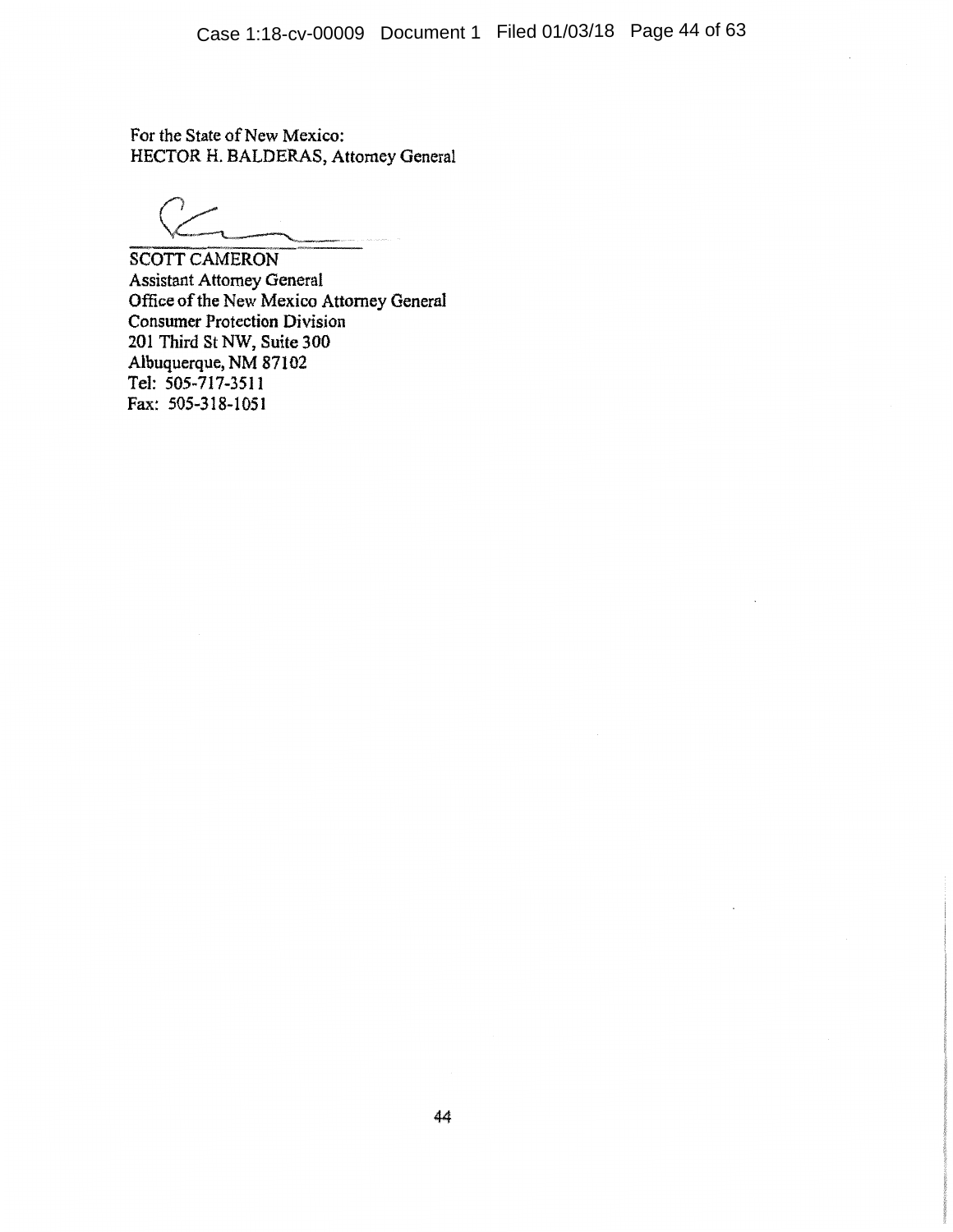For the State of New Mexico:
HECTOR H. BALDERAS, Attorney General

SCOTT CAMERON
Assistant Attorney General
Office of the New Mexico Attorney General
Consumer Protection Division
201 Third St NW, Suite 300
Albuquerque, NM 87102
Tel: 505-717-3511
Fax: 505-318-1051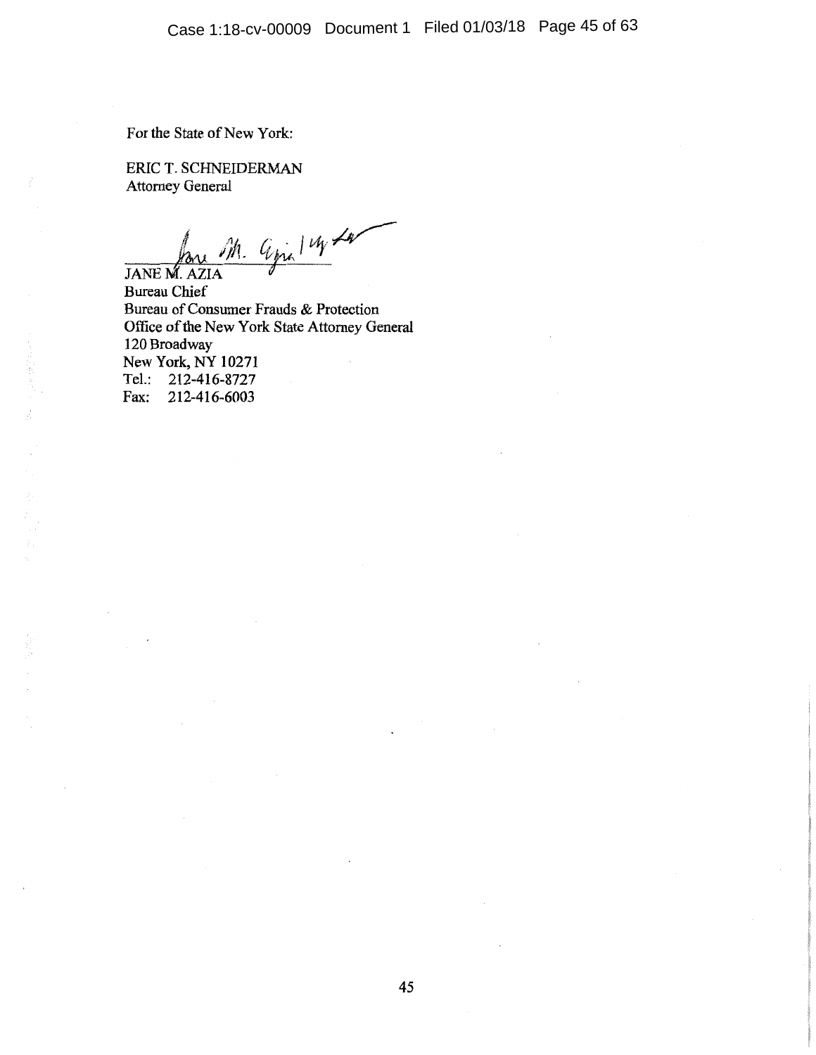For the State of New York:

ERIC T. SCHNEIDERMAN
Attorney General

JANE M. AZIA
Bureau Chief
Bureau of Consumer Frauds & Protection
Office of the New York State Attorney General
120 Broadway
New York, NY 10271
Tel.: 212-416-8727
Fax: 212-416-6003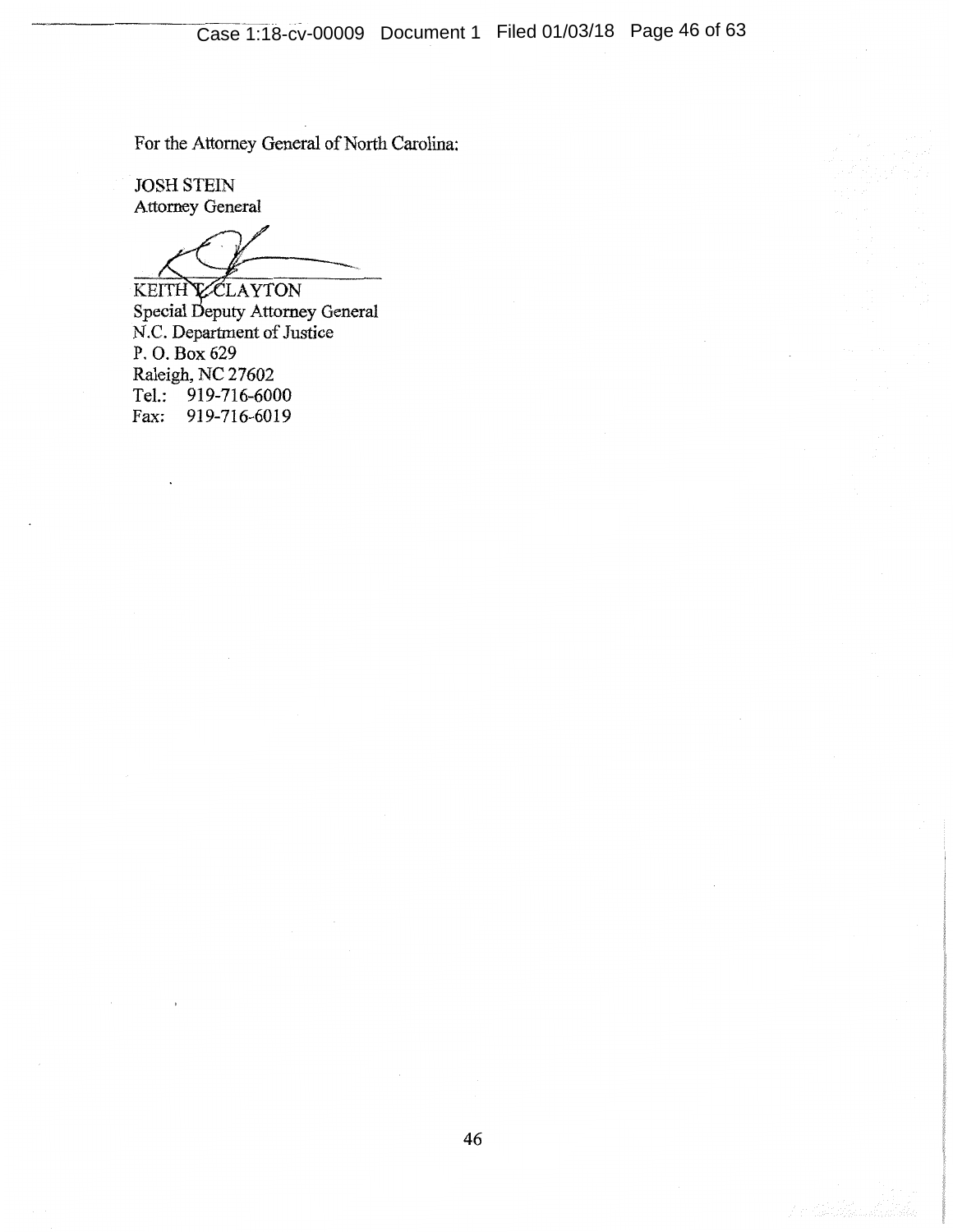For the Attorney General of North Carolina:

JOSH STEIN
Attorney General

KEITH T. CLAYTON
Special Deputy Attorney General
N.C. Department of Justice
P. O. Box 629
Raleigh, NC 27602
Tel.: 919-716-6000
Fax: 919-716-6019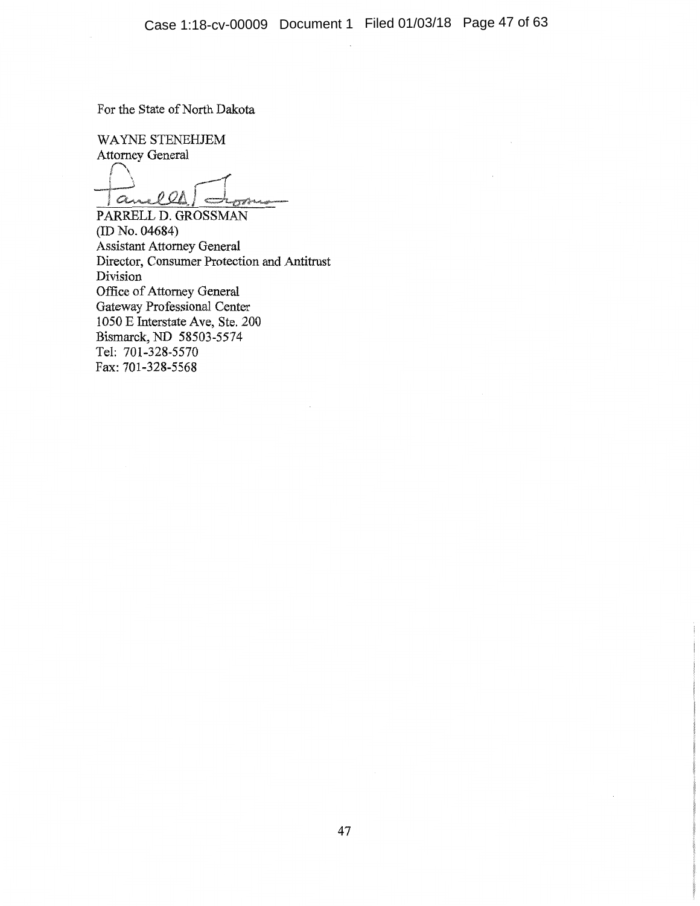For the State of North Dakota

WAYNE STENEHJEM
Attorney General

PARRELL D. GROSSMAN
(ID No. 04684)
Assistant Attorney General
Director, Consumer Protection and Antitrust Division
Office of Attorney General
Gateway Professional Center
1050 E Interstate Ave, Ste. 200
Bismarck, ND 58503-5574
Tel: 701-328-5570
Fax: 701-328-5568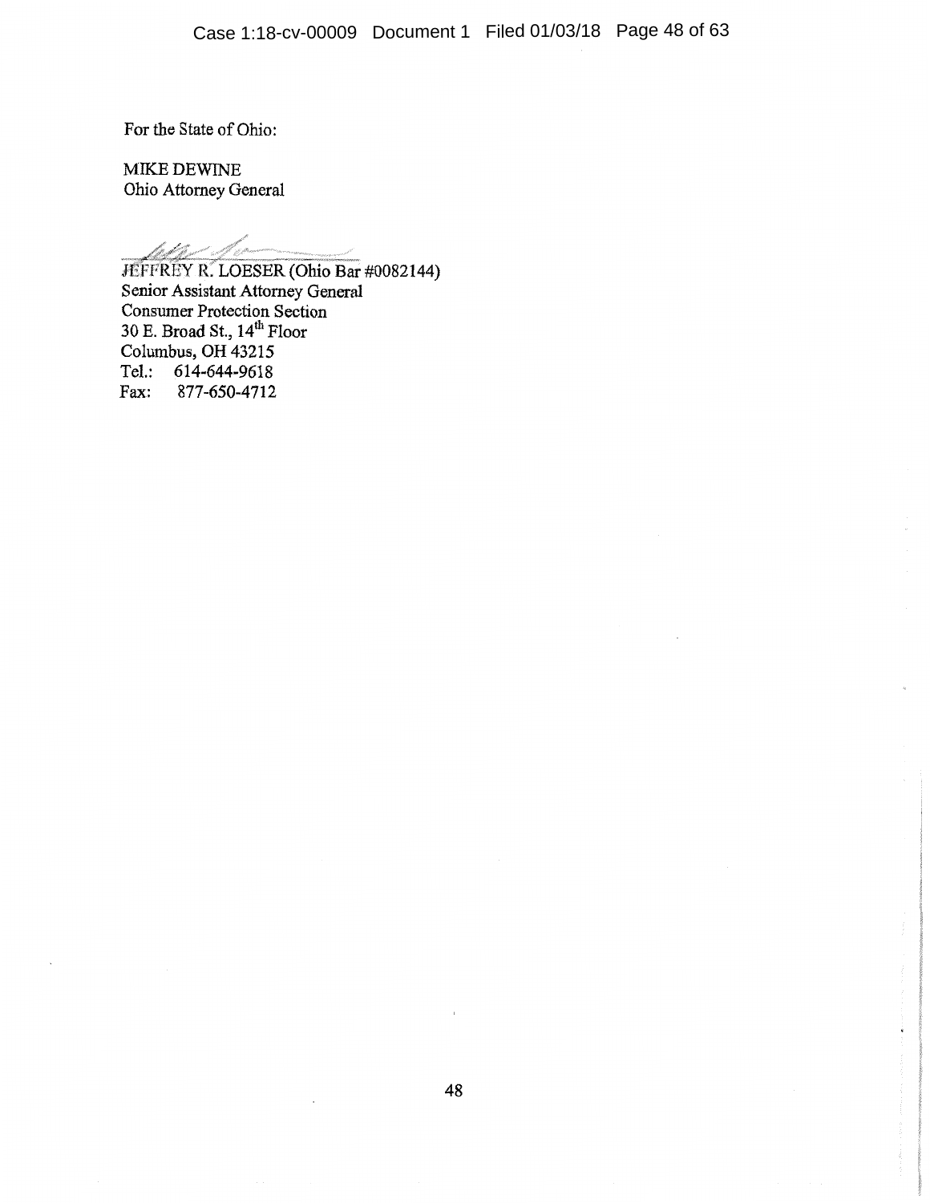For the State of Ohio:

MIKE DEWINE
Ohio Attorney General

JEFFREY R. LOESER (Ohio Bar #0082144)
Senior Assistant Attorney General
Consumer Protection Section
30 E. Broad St., 14th Floor
Columbus, OH 43215
Tel.: 614-644-9618
Fax: 877-650-4712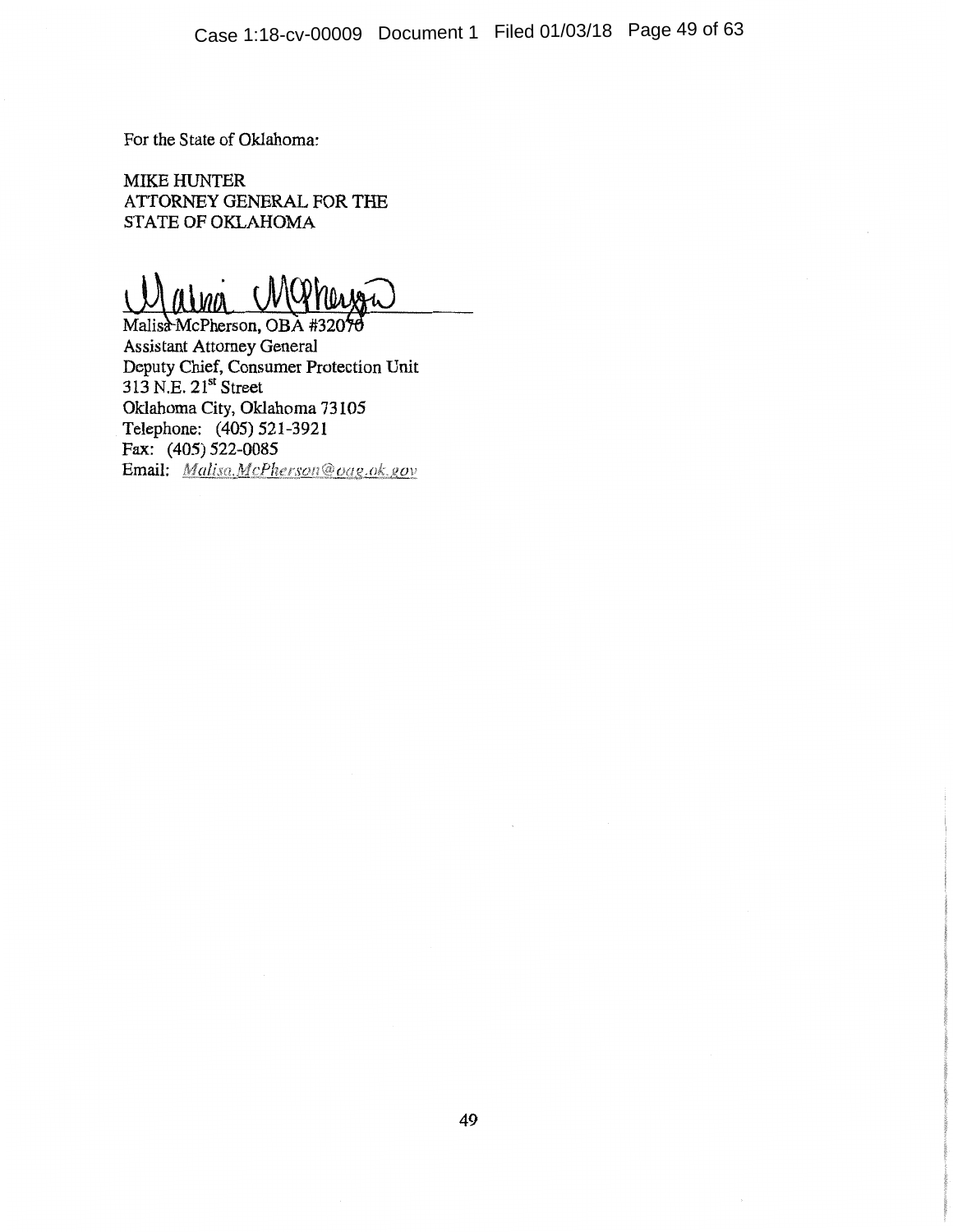For the State of Oklahoma:

MIKE HUNTER
ATTORNEY GENERAL FOR THE
STATE OF OKLAHOMA

Malisa McPherson, OBA #32070
Assistant Attorney General
Deputy Chief, Consumer Protection Unit
313 N.E. 21st Street
Oklahoma City, Oklahoma 73105
Telephone: (405) 521-3921
Fax: (405) 522-0085
Email: *Malisa.McPherson@oag.ok.gov*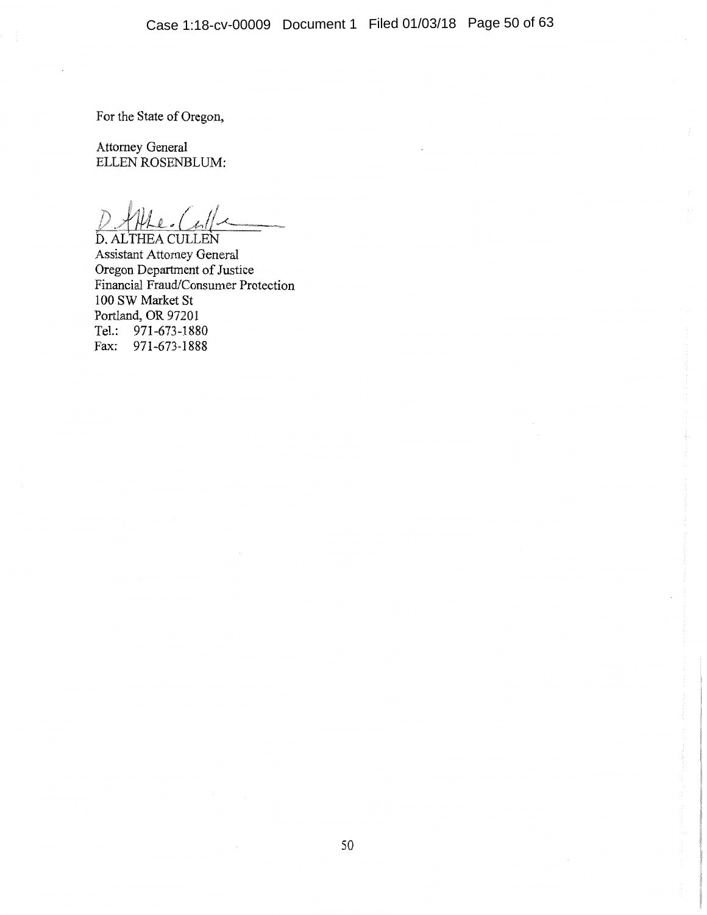For the State of Oregon,

Attorney General
ELLEN ROSENBLUM:

D. ALTHEA CULLEN
Assistant Attorney General
Oregon Department of Justice
Financial Fraud/Consumer Protection
100 SW Market St
Portland, OR 97201
Tel.: 971-673-1880
Fax: 971-673-1888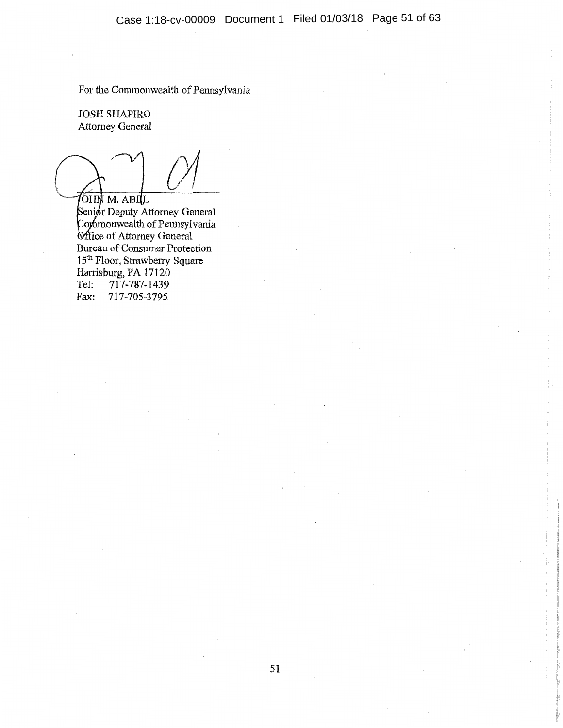For the Commonwealth of Pennsylvania

JOSH SHAPIRO
Attorney General

JOHN M. ABEL
Senior Deputy Attorney General
Commonwealth of Pennsylvania
Office of Attorney General
Bureau of Consumer Protection
15th Floor, Strawberry Square
Harrisburg, PA 17120
Tel: 717-787-1439
Fax: 717-705-3795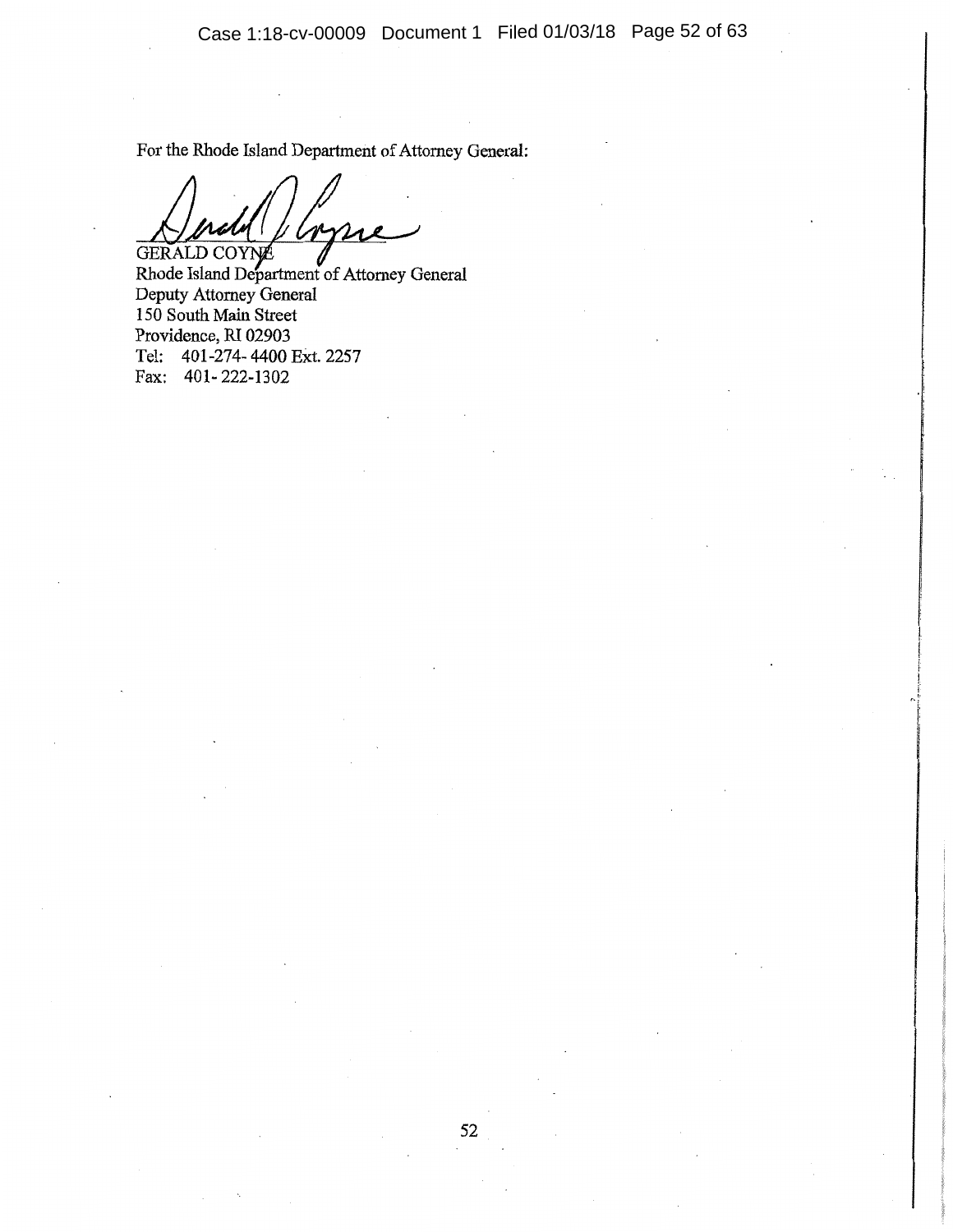For the Rhode Island Department of Attorney General:

GERALD COYNE
Rhode Island Department of Attorney General
Deputy Attorney General
150 South Main Street
Providence, RI 02903
Tel: 401-274- 4400 Ext. 2257
Fax: 401- 222-1302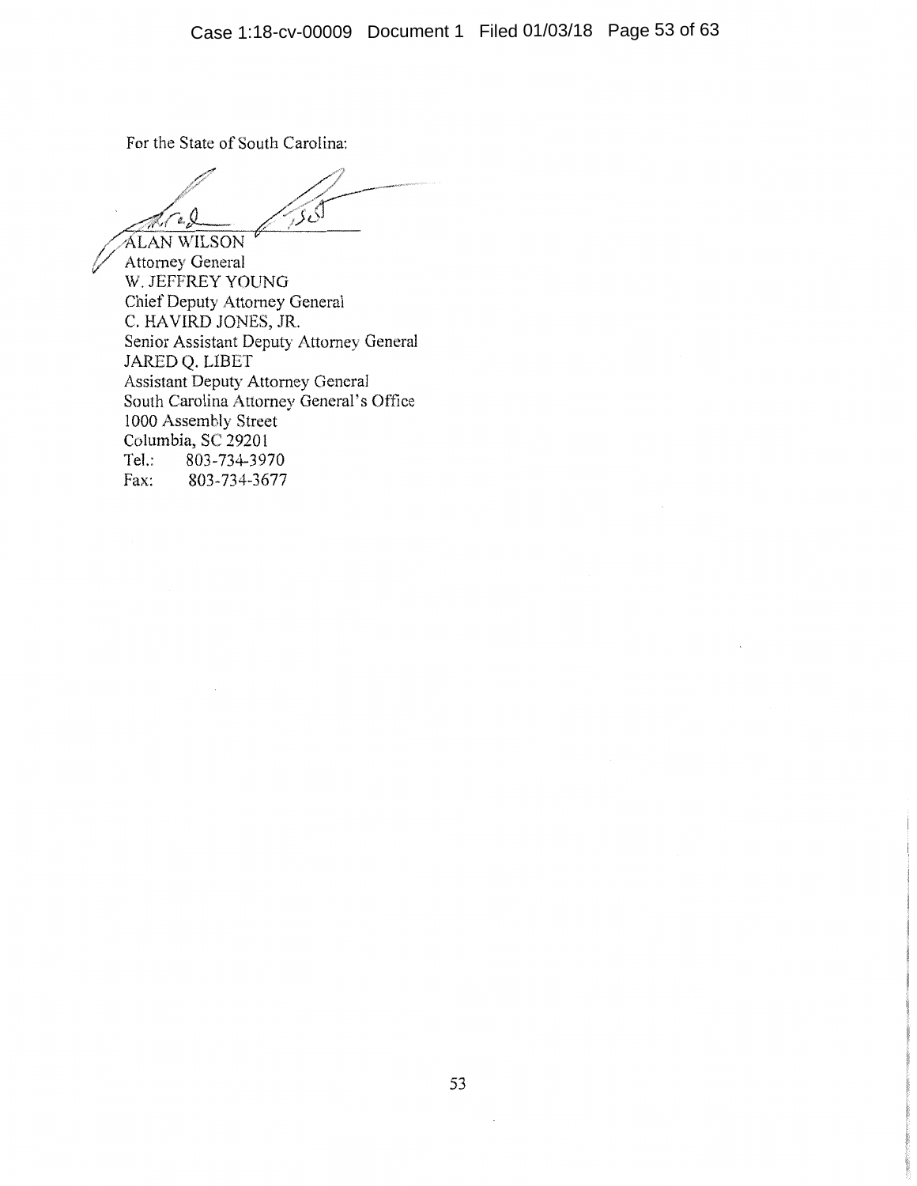For the State of South Carolina:

ALAN WILSON  
Attorney General  
W. JEFFREY YOUNG  
Chief Deputy Attorney General  
C. HAVIRD JONES, JR.  
Senior Assistant Deputy Attorney General  
JARED Q. LIBET  
Assistant Deputy Attorney General  
South Carolina Attorney General's Office  
1000 Assembly Street  
Columbia, SC 29201  
Tel.: 803-734-3970  
Fax: 803-734-3677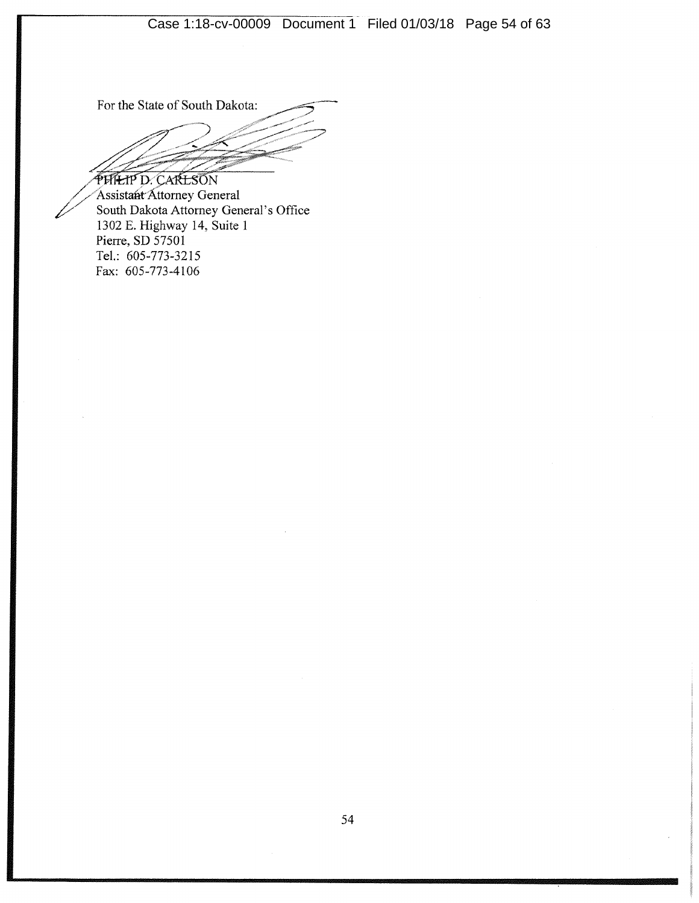For the State of South Dakota:

PHILIP D. CARLSON
Assistant Attorney General
South Dakota Attorney General's Office
1302 E. Highway 14, Suite 1
Pierre, SD 57501
Tel.: 605-773-3215
Fax: 605-773-4106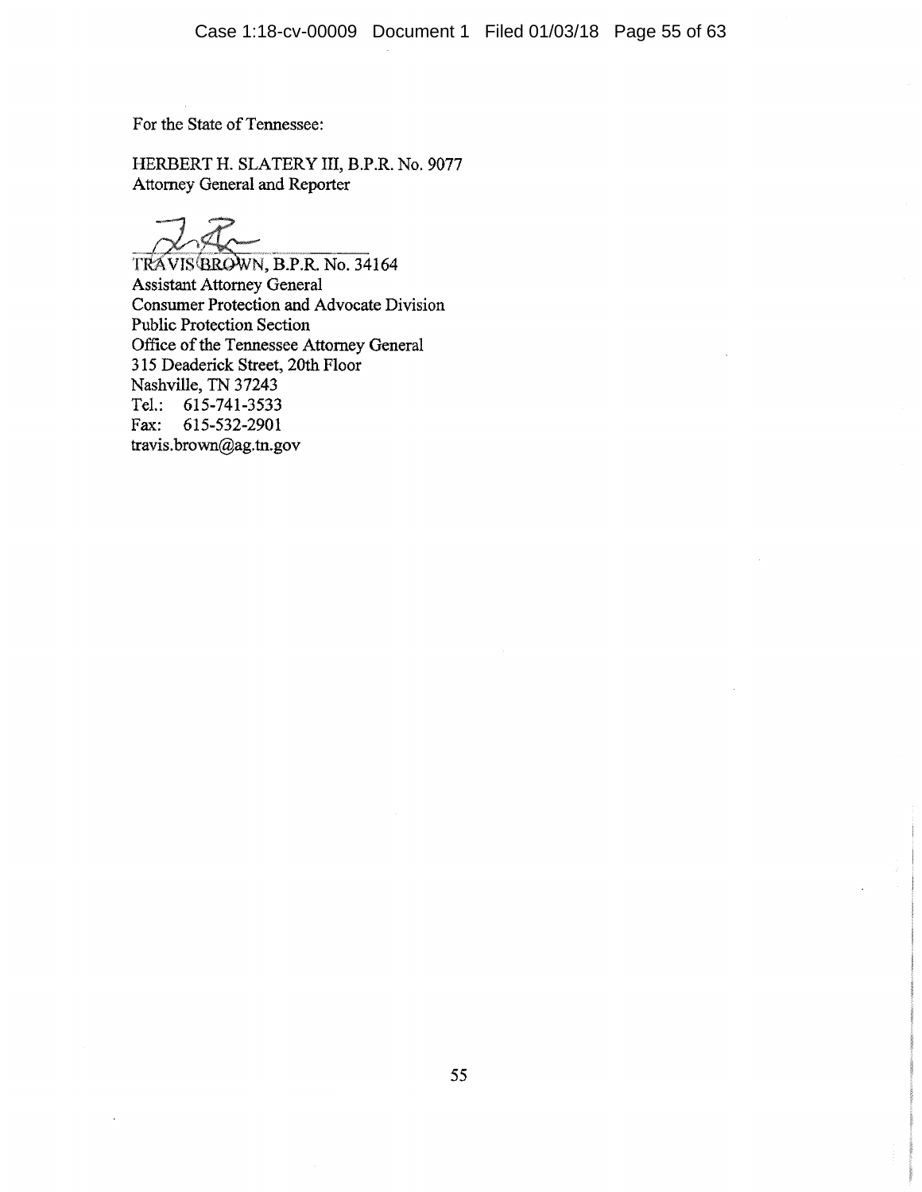For the State of Tennessee:

HERBERT H. SLATERY III, B.P.R. No. 9077  
Attorney General and Reporter

TRAVIS BROWN, B.P.R. No. 34164  
Assistant Attorney General  
Consumer Protection and Advocate Division  
Public Protection Section  
Office of the Tennessee Attorney General  
315 Deaderick Street, 20th Floor  
Nashville, TN 37243  
Tel.: 615-741-3533  
Fax: 615-532-2901  
travis.brown@ag.tn.gov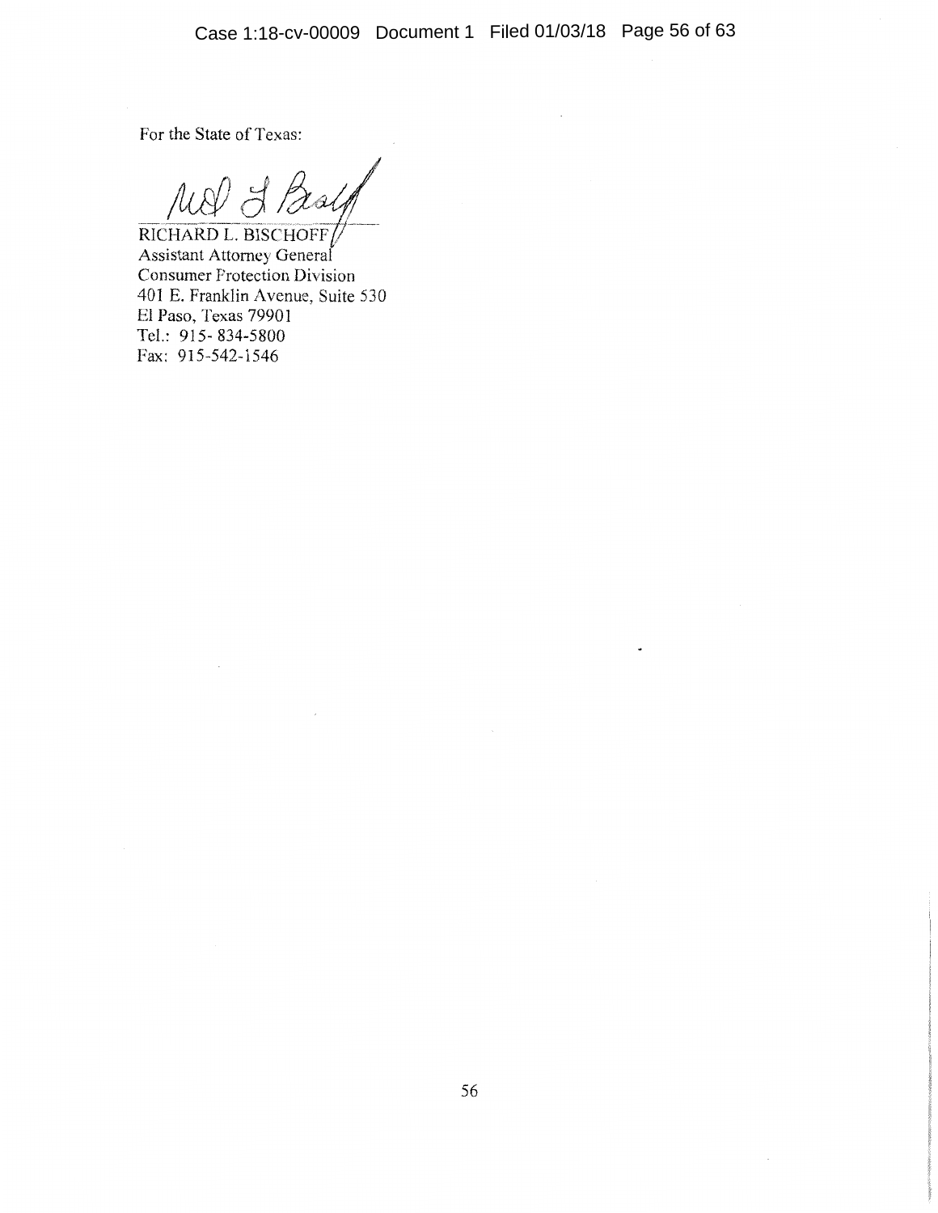For the State of Texas:

RICHARD L. BISCHOFF
Assistant Attorney General
Consumer Protection Division
401 E. Franklin Avenue, Suite 530
El Paso, Texas 79901
Tel.: 915- 834-5800
Fax: 915-542-1546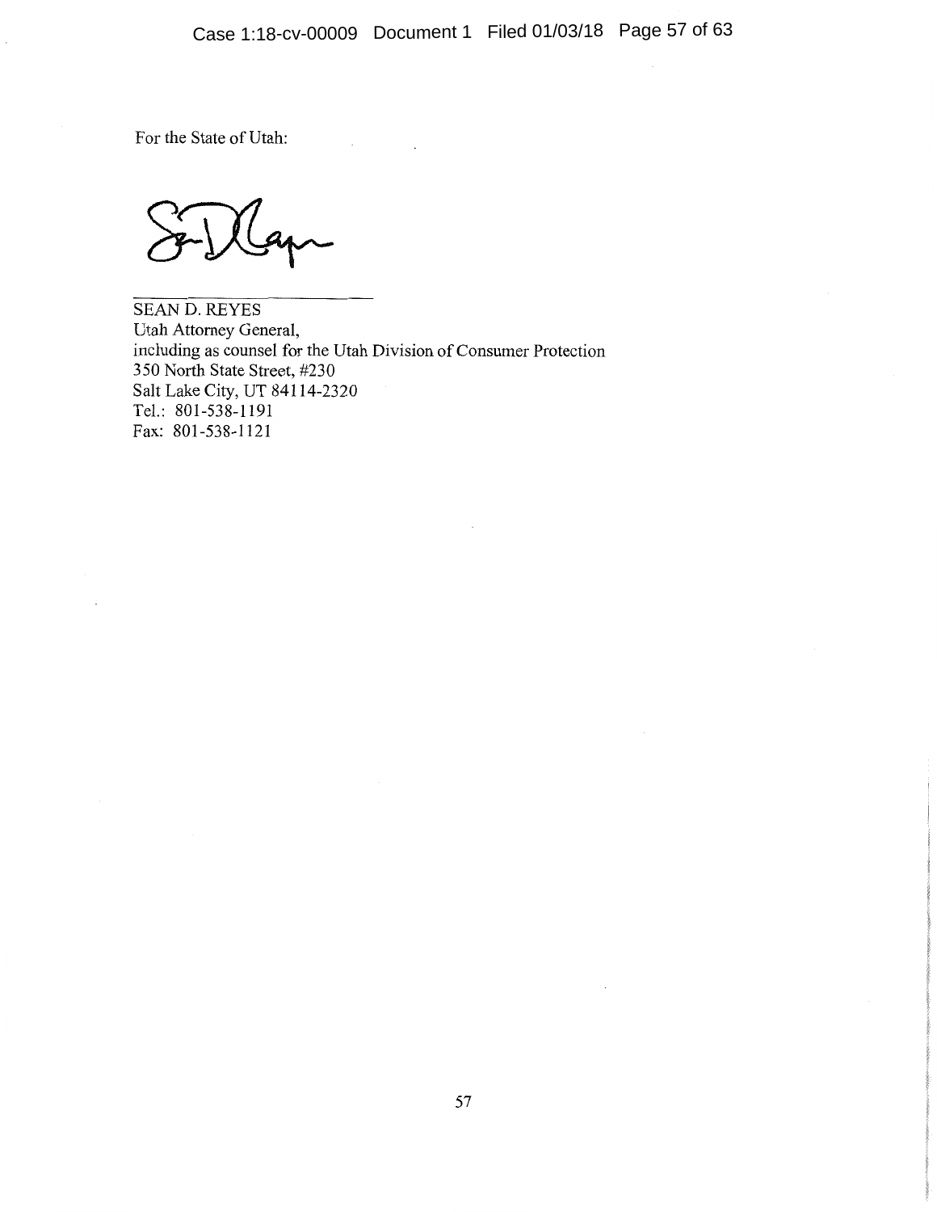For the State of Utah:

\_\_\_\_\_\_\_\_\_\_\_\_\_\_\_\_\_\_\_\_\_\_\_\_\_\_

SEAN D. REYES
Utah Attorney General,
including as counsel for the Utah Division of Consumer Protection
350 North State Street, #230
Salt Lake City, UT 84114-2320
Tel.: 801-538-1191
Fax: 801-538-1121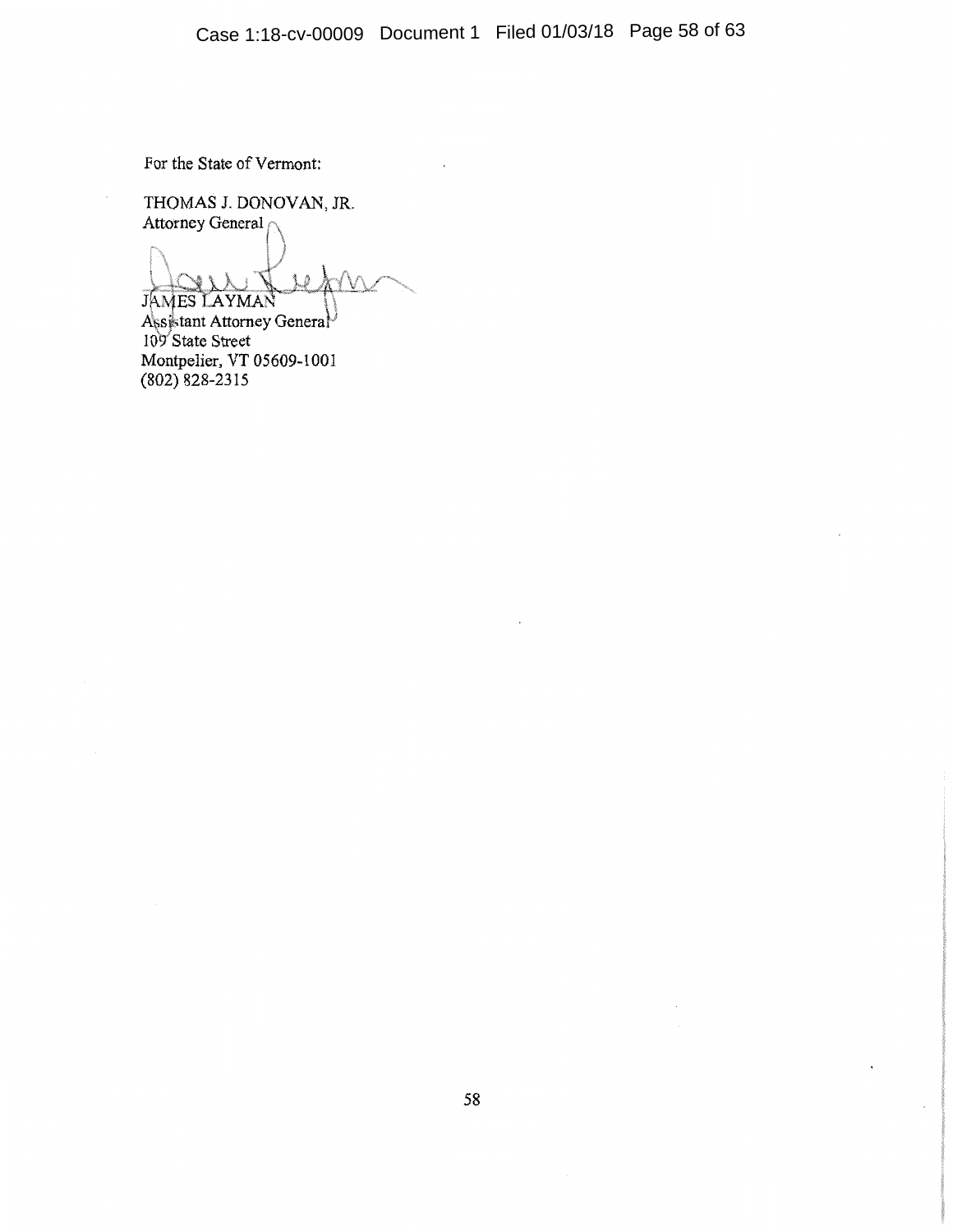For the State of Vermont:

THOMAS J. DONOVAN, JR.
Attorney General

JAMES LAYMAN
Assistant Attorney General
109 State Street
Montpelier, VT 05609-1001
(802) 828-2315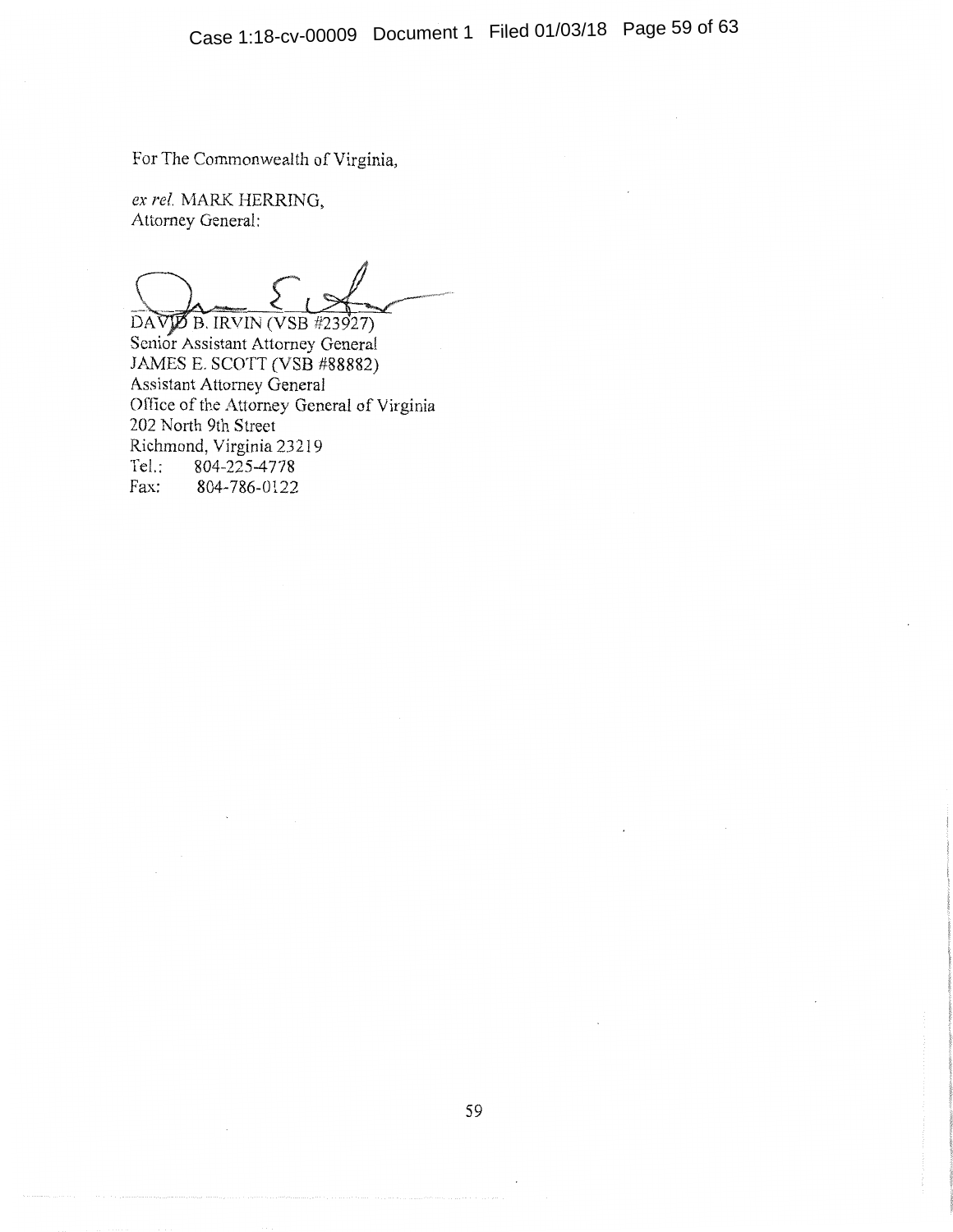For The Commonwealth of Virginia,

*ex rel.* MARK HERRING,
Attorney General:

DAVID B. IRVIN (VSB #23927)
Senior Assistant Attorney General
JAMES E. SCOTT (VSB #88882)
Assistant Attorney General
Office of the Attorney General of Virginia
202 North 9th Street
Richmond, Virginia 23219
Tel.: 804-225-4778
Fax: 804-786-0122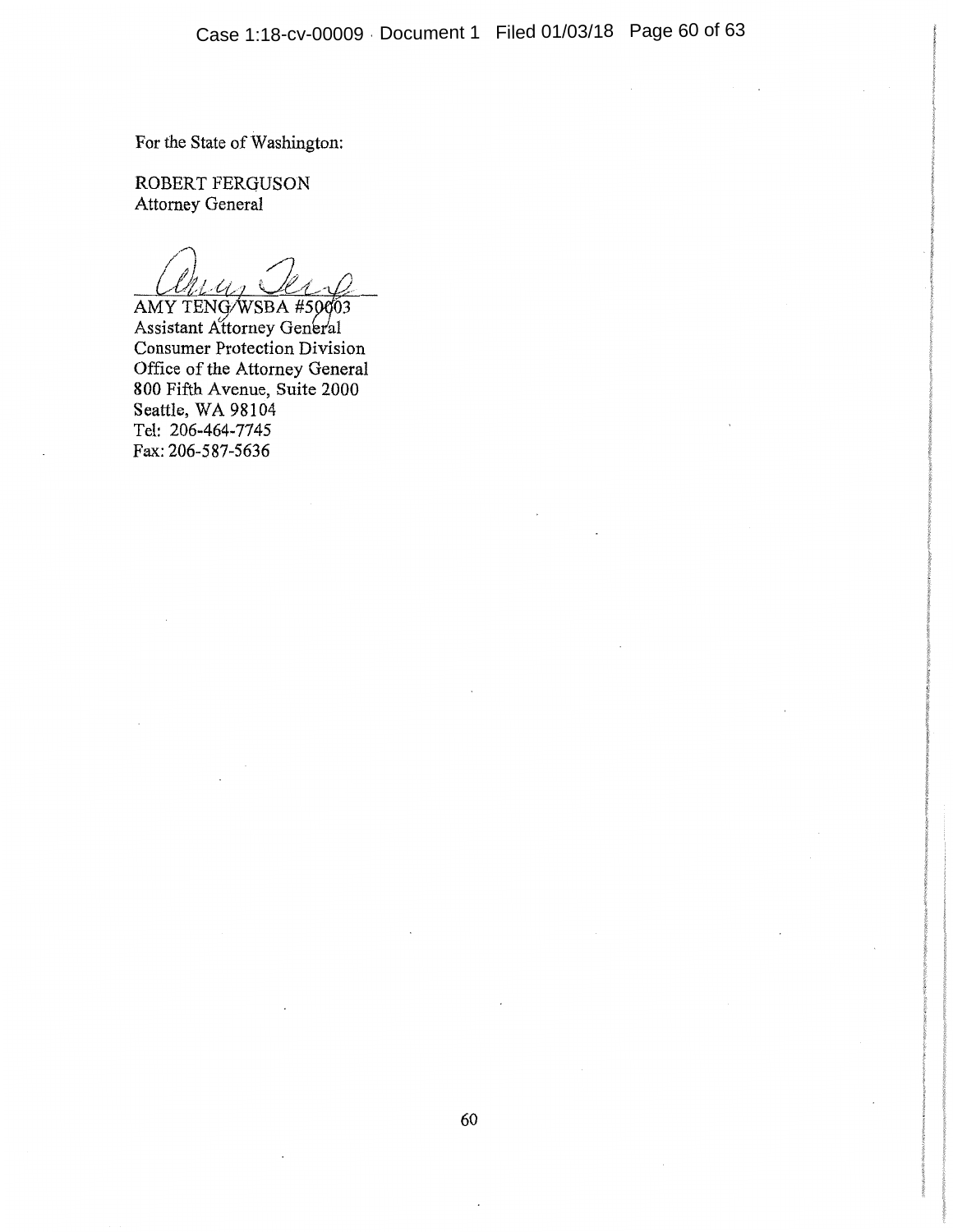For the State of Washington:

ROBERT FERGUSON
Attorney General

AMY TENG/WSBA #50003
Assistant Attorney General
Consumer Protection Division
Office of the Attorney General
800 Fifth Avenue, Suite 2000
Seattle, WA 98104
Tel: 206-464-7745
Fax: 206-587-5636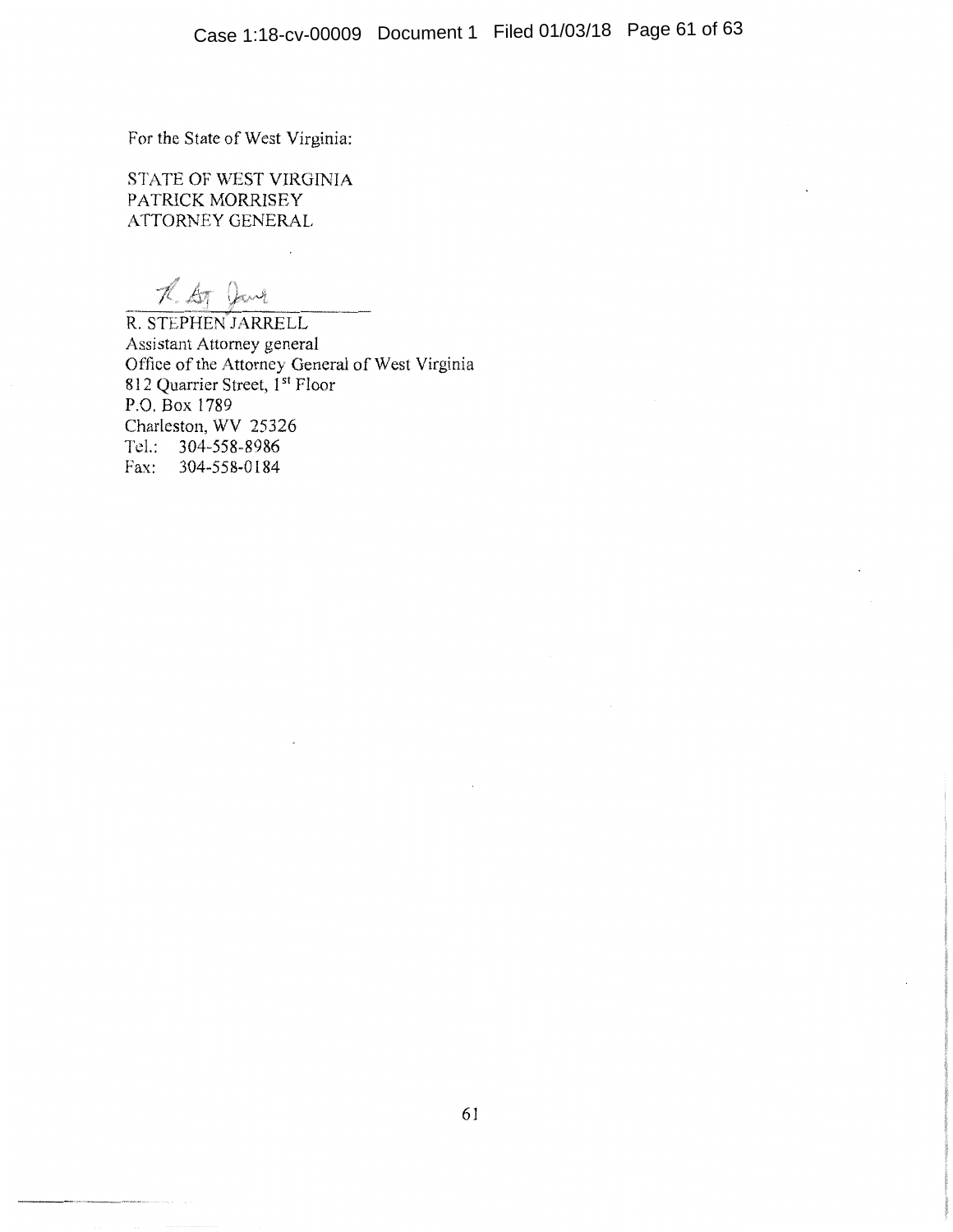For the State of West Virginia:

STATE OF WEST VIRGINIA
PATRICK MORRISEY
ATTORNEY GENERAL

R. STEPHEN JARRELL
Assistant Attorney general
Office of the Attorney General of West Virginia
812 Quarrier Street, 1st Floor
P.O. Box 1789
Charleston, WV 25326
Tel.: 304-558-8986
Fax: 304-558-0184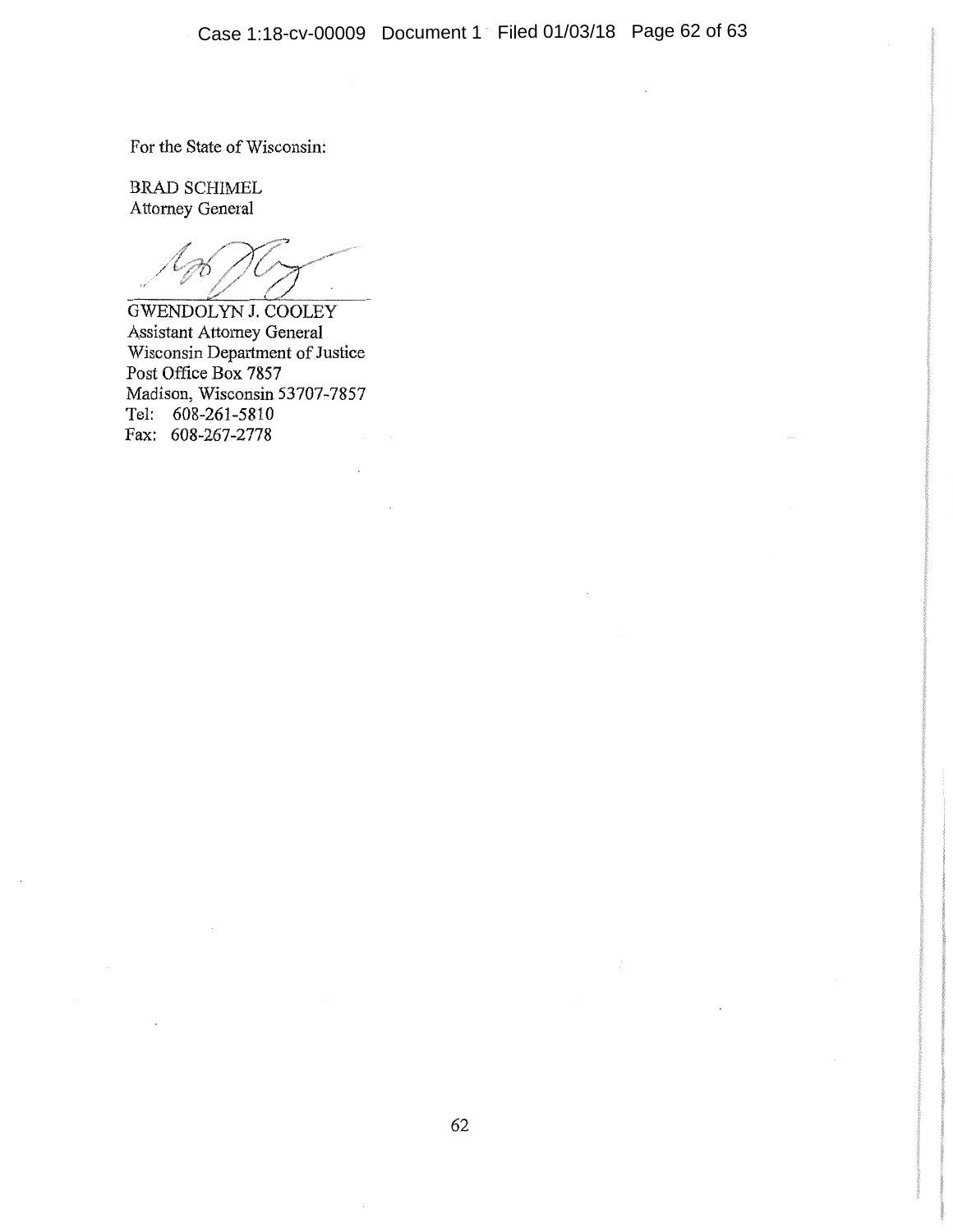For the State of Wisconsin:

BRAD SCHIMEL
Attorney General

GWENDOLYN J. COOLEY
Assistant Attorney General
Wisconsin Department of Justice
Post Office Box 7857
Madison, Wisconsin 53707-7857
Tel: 608-261-5810
Fax: 608-267-2778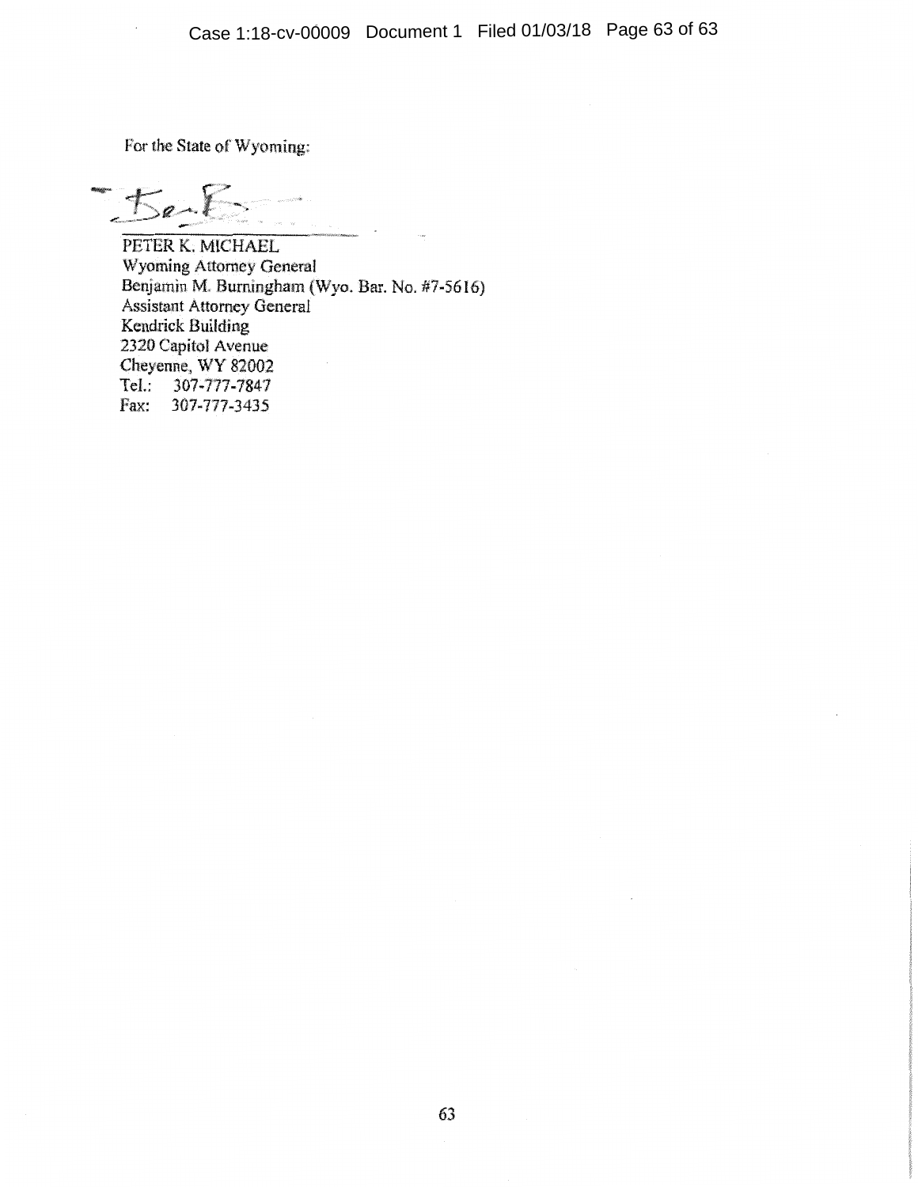For the State of Wyoming:

PETER K. MICHAEL
Wyoming Attorney General
Benjamin M. Burningham (Wyo. Bar. No. #7-5616)
Assistant Attorney General
Kendrick Building
2320 Capitol Avenue
Cheyenne, WY 82002
Tel.: 307-777-7847
Fax: 307-777-3435